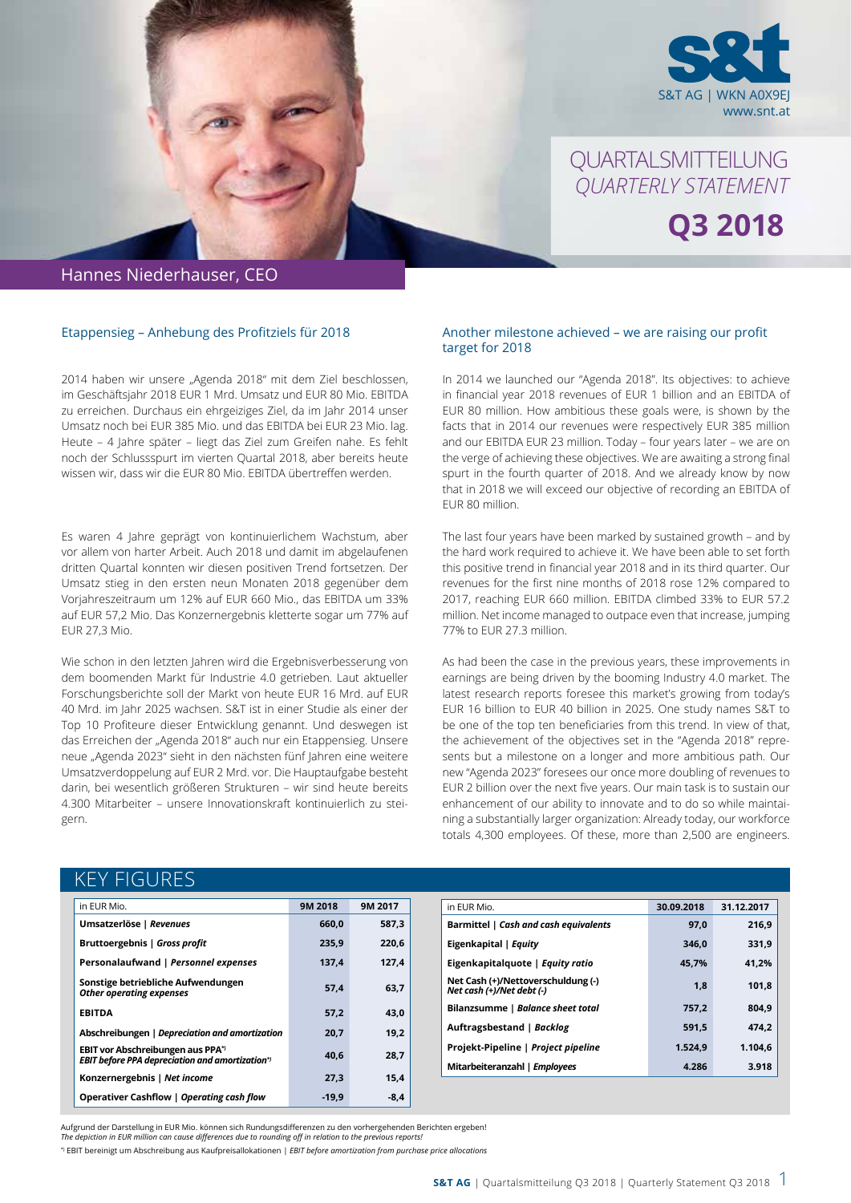S&T AG | WKN A0X9EJ
www.snt.at

# QUARTALSMITTEILUNG
# *QUARTERLY STATEMENT*
# Q3 2018

Hannes Niederhauser, CEO

## Etappensieg – Anhebung des Profitziels für 2018

2014 haben wir unsere „Agenda 2018" mit dem Ziel beschlossen, im Geschäftsjahr 2018 EUR 1 Mrd. Umsatz und EUR 80 Mio. EBITDA zu erreichen. Durchaus ein ehrgeiziges Ziel, da im Jahr 2014 unser Umsatz noch bei EUR 385 Mio. und das EBITDA bei EUR 23 Mio. lag. Heute – 4 Jahre später – liegt das Ziel zum Greifen nahe. Es fehlt noch der Schlussspurt im vierten Quartal 2018, aber bereits heute wissen wir, dass wir die EUR 80 Mio. EBITDA übertreffen werden.

Es waren 4 Jahre geprägt von kontinuierlichem Wachstum, aber vor allem von harter Arbeit. Auch 2018 und damit im abgelaufenen dritten Quartal konnten wir diesen positiven Trend fortsetzen. Der Umsatz stieg in den ersten neun Monaten 2018 gegenüber dem Vorjahreszeitraum um 12% auf EUR 660 Mio., das EBITDA um 33% auf EUR 57,2 Mio. Das Konzernergebnis kletterte sogar um 77% auf EUR 27,3 Mio.

Wie schon in den letzten Jahren wird die Ergebnisverbesserung von dem boomenden Markt für Industrie 4.0 getrieben. Laut aktueller Forschungsberichte soll der Markt von heute EUR 16 Mrd. auf EUR 40 Mrd. im Jahr 2025 wachsen. S&T ist in einer Studie als einer der Top 10 Profiteure dieser Entwicklung genannt. Und deswegen ist das Erreichen der „Agenda 2018" auch nur ein Etappensieg. Unsere neue „Agenda 2023" sieht in den nächsten fünf Jahren eine weitere Umsatzverdoppelung auf EUR 2 Mrd. vor. Die Hauptaufgabe besteht darin, bei wesentlich größeren Strukturen – wir sind heute bereits 4.300 Mitarbeiter – unsere Innovationskraft kontinuierlich zu steigern.

## Another milestone achieved – we are raising our profit target for 2018

In 2014 we launched our "Agenda 2018". Its objectives: to achieve in financial year 2018 revenues of EUR 1 billion and an EBITDA of EUR 80 million. How ambitious these goals were, is shown by the facts that in 2014 our revenues were respectively EUR 385 million and our EBITDA EUR 23 million. Today – four years later – we are on the verge of achieving these objectives. We are awaiting a strong final spurt in the fourth quarter of 2018. And we already know by now that in 2018 we will exceed our objective of recording an EBITDA of EUR 80 million.

The last four years have been marked by sustained growth – and by the hard work required to achieve it. We have been able to set forth this positive trend in financial year 2018 and in its third quarter. Our revenues for the first nine months of 2018 rose 12% compared to 2017, reaching EUR 660 million. EBITDA climbed 33% to EUR 57.2 million. Net income managed to outpace even that increase, jumping 77% to EUR 27.3 million.

As had been the case in the previous years, these improvements in earnings are being driven by the booming Industry 4.0 market. The latest research reports foresee this market's growing from today's EUR 16 billion to EUR 40 billion in 2025. One study names S&T to be one of the top ten beneficiaries from this trend. In view of that, the achievement of the objectives set in the "Agenda 2018" represents but a milestone on a longer and more ambitious path. Our new "Agenda 2023" foresees our once more doubling of revenues to EUR 2 billion over the next five years. Our main task is to sustain our enhancement of our ability to innovate and to do so while maintaining a substantially larger organization: Already today, our workforce totals 4,300 employees. Of these, more than 2,500 are engineers.

## KEY FIGURES

| in EUR Mio. | 9M 2018 | 9M 2017 |
|---|---|---|
| **Umsatzerlöse \| *Revenues*** | **660,0** | **587,3** |
| **Bruttoergebnis \| *Gross profit*** | **235,9** | **220,6** |
| **Personalaufwand \| *Personnel expenses*** | **137,4** | **127,4** |
| **Sonstige betriebliche Aufwendungen *Other operating expenses*** | **57,4** | **63,7** |
| **EBITDA** | **57,2** | **43,0** |
| **Abschreibungen \| *Depreciation and amortization*** | **20,7** | **19,2** |
| **EBIT vor Abschreibungen aus PPA*) *EBIT before PPA depreciation and amortization*)*** | **40,6** | **28,7** |
| **Konzernergebnis \| *Net income*** | **27,3** | **15,4** |
| **Operativer Cashflow \| *Operating cash flow*** | **-19,9** | **-8,4** |

| in EUR Mio. | 30.09.2018 | 31.12.2017 |
|---|---|---|
| **Barmittel \| *Cash and cash equivalents*** | **97,0** | **216,9** |
| **Eigenkapital \| *Equity*** | **346,0** | **331,9** |
| **Eigenkapitalquote \| *Equity ratio*** | **45,7%** | **41,2%** |
| **Net Cash (+)/Nettoverschuldung (-) *Net cash (+)/Net debt (-)*** | **1,8** | **101,8** |
| **Bilanzsumme \| *Balance sheet total*** | **757,2** | **804,9** |
| **Auftragsbestand \| *Backlog*** | **591,5** | **474,2** |
| **Projekt-Pipeline \| *Project pipeline*** | **1.524,9** | **1.104,6** |
| **Mitarbeiteranzahl \| *Employees*** | **4.286** | **3.918** |

Aufgrund der Darstellung in EUR Mio. können sich Rundungsdifferenzen zu den vorhergehenden Berichten ergeben!
*The depiction in EUR million can cause differences due to rounding off in relation to the previous reports!*

*) EBIT bereinigt um Abschreibung aus Kaufpreisallokationen | *EBIT before amortization from purchase price allocations*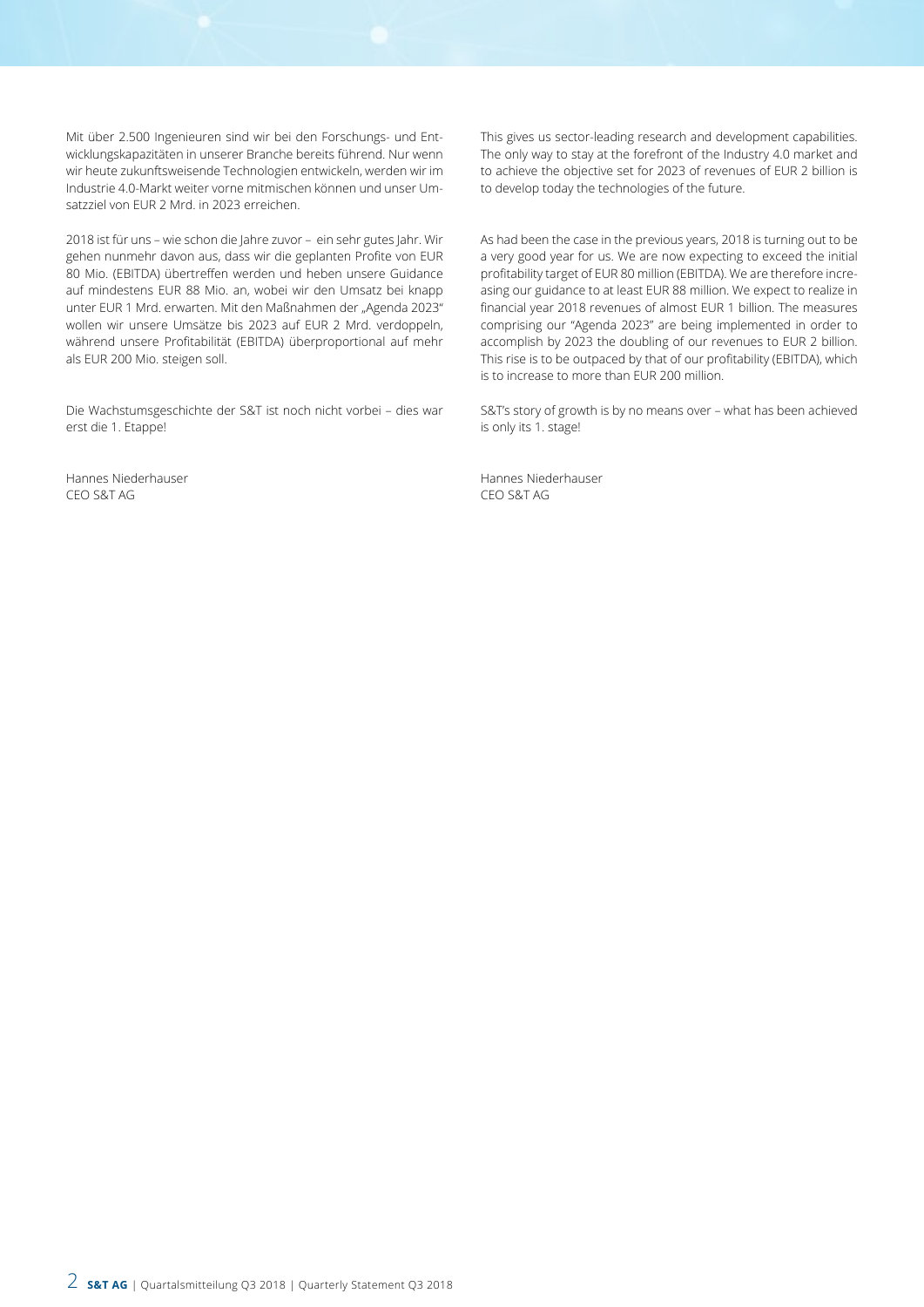Mit über 2.500 Ingenieuren sind wir bei den Forschungs- und Entwicklungskapazitäten in unserer Branche bereits führend. Nur wenn wir heute zukunftsweisende Technologien entwickeln, werden wir im Industrie 4.0-Markt weiter vorne mitmischen können und unser Umsatzziel von EUR 2 Mrd. in 2023 erreichen.

2018 ist für uns – wie schon die Jahre zuvor – ein sehr gutes Jahr. Wir gehen nunmehr davon aus, dass wir die geplanten Profite von EUR 80 Mio. (EBITDA) übertreffen werden und heben unsere Guidance auf mindestens EUR 88 Mio. an, wobei wir den Umsatz bei knapp unter EUR 1 Mrd. erwarten. Mit den Maßnahmen der „Agenda 2023" wollen wir unsere Umsätze bis 2023 auf EUR 2 Mrd. verdoppeln, während unsere Profitabilität (EBITDA) überproportional auf mehr als EUR 200 Mio. steigen soll.

Die Wachstumsgeschichte der S&T ist noch nicht vorbei – dies war erst die 1. Etappe!

Hannes Niederhauser
CEO S&T AG

This gives us sector-leading research and development capabilities. The only way to stay at the forefront of the Industry 4.0 market and to achieve the objective set for 2023 of revenues of EUR 2 billion is to develop today the technologies of the future.

As had been the case in the previous years, 2018 is turning out to be a very good year for us. We are now expecting to exceed the initial profitability target of EUR 80 million (EBITDA). We are therefore increasing our guidance to at least EUR 88 million. We expect to realize in financial year 2018 revenues of almost EUR 1 billion. The measures comprising our "Agenda 2023" are being implemented in order to accomplish by 2023 the doubling of our revenues to EUR 2 billion. This rise is to be outpaced by that of our profitability (EBITDA), which is to increase to more than EUR 200 million.

S&T's story of growth is by no means over – what has been achieved is only its 1. stage!

Hannes Niederhauser
CEO S&T AG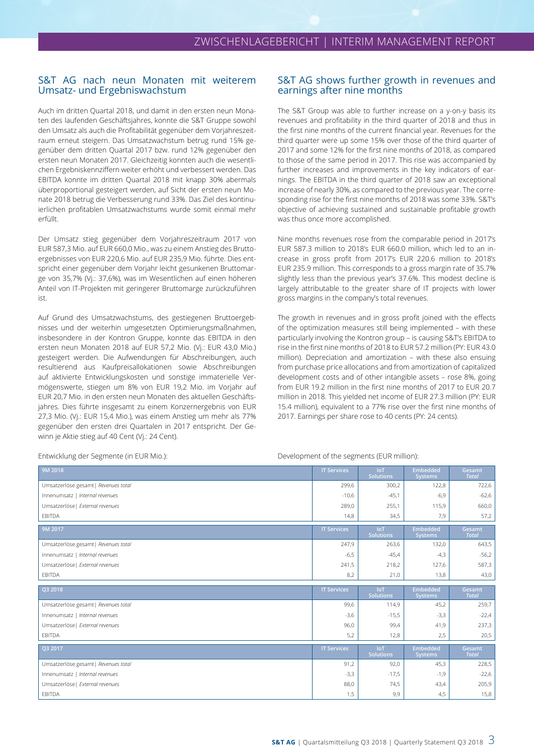## S&T AG nach neun Monaten mit weiterem Umsatz- und Ergebniswachstum

Auch im dritten Quartal 2018, und damit in den ersten neun Monaten des laufenden Geschäftsjahres, konnte die S&T Gruppe sowohl den Umsatz als auch die Profitabilität gegenüber dem Vorjahreszeitraum erneut steigern. Das Umsatzwachstum betrug rund 15% gegenüber dem dritten Quartal 2017 bzw. rund 12% gegenüber den ersten neun Monaten 2017. Gleichzeitig konnten auch die wesentlichen Ergebniskennziffern weiter erhöht und verbessert werden. Das EBITDA konnte im dritten Quartal 2018 mit knapp 30% abermals überproportional gesteigert werden, auf Sicht der ersten neun Monate 2018 betrug die Verbesserung rund 33%. Das Ziel des kontinuierlichen profitablen Umsatzwachstums wurde somit einmal mehr erfüllt.

Der Umsatz stieg gegenüber dem Vorjahreszeitraum 2017 von EUR 587,3 Mio. auf EUR 660,0 Mio., was zu einem Anstieg des Bruttoergebnisses von EUR 220,6 Mio. auf EUR 235,9 Mio. führte. Dies entspricht einer gegenüber dem Vorjahr leicht gesunkenen Bruttomarge von 35,7% (Vj.: 37,6%), was im Wesentlichen auf einen höheren Anteil von IT-Projekten mit geringerer Bruttomarge zurückzuführen ist.

Auf Grund des Umsatzwachstums, des gestiegenen Bruttoergebnisses und der weiterhin umgesetzten Optimierungsmaßnahmen, insbesondere in der Kontron Gruppe, konnte das EBITDA in den ersten neun Monaten 2018 auf EUR 57,2 Mio. (Vj.: EUR 43,0 Mio.) gesteigert werden. Die Aufwendungen für Abschreibungen, auch resultierend aus Kaufpreisallokationen sowie Abschreibungen auf aktivierte Entwicklungskosten und sonstige immaterielle Vermögenswerte, stiegen um 8% von EUR 19,2 Mio. im Vorjahr auf EUR 20,7 Mio. in den ersten neun Monaten des aktuellen Geschäftsjahres. Dies führte insgesamt zu einem Konzernergebnis von EUR 27,3 Mio. (Vj.: EUR 15,4 Mio.), was einem Anstieg um mehr als 77% gegenüber den ersten drei Quartalen in 2017 entspricht. Der Gewinn je Aktie stieg auf 40 Cent (Vj.: 24 Cent).

## S&T AG shows further growth in revenues and earnings after nine months

The S&T Group was able to further increase on a y-on-y basis its revenues and profitability in the third quarter of 2018 and thus in the first nine months of the current financial year. Revenues for the third quarter were up some 15% over those of the third quarter of 2017 and some 12% for the first nine months of 2018, as compared to those of the same period in 2017. This rise was accompanied by further increases and improvements in the key indicators of earnings. The EBITDA in the third quarter of 2018 saw an exceptional increase of nearly 30%, as compared to the previous year. The corresponding rise for the first nine months of 2018 was some 33%. S&T's objective of achieving sustained and sustainable profitable growth was thus once more accomplished.

Nine months revenues rose from the comparable period in 2017's EUR 587.3 million to 2018's EUR 660.0 million, which led to an increase in gross profit from 2017's EUR 220.6 million to 2018's EUR 235.9 million. This corresponds to a gross margin rate of 35.7% slightly less than the previous year's 37.6%. This modest decline is largely attributable to the greater share of IT projects with lower gross margins in the company's total revenues.

The growth in revenues and in gross profit joined with the effects of the optimization measures still being implemented – with these particularly involving the Kontron group – is causing S&T's EBITDA to rise in the first nine months of 2018 to EUR 57.2 million (PY: EUR 43.0 million). Depreciation and amortization – with these also ensuing from purchase price allocations and from amortization of capitalized development costs and of other intangible assets – rose 8%, going from EUR 19.2 million in the first nine months of 2017 to EUR 20.7 million in 2018. This yielded net income of EUR 27.3 million (PY: EUR 15.4 million), equivalent to a 77% rise over the first nine months of 2017. Earnings per share rose to 40 cents (PY: 24 cents).

Entwicklung der Segmente (in EUR Mio.): | Development of the segments (EUR million):

| 9M 2018 | IT Services | IoT Solutions | Embedded Systems | Gesamt *Total* |
|---|---|---|---|---|
| Umsatzerlöse gesamt \| *Revenues total* | 299,6 | 300,2 | 122,8 | 722,6 |
| Innenumsatz \| *Internal revenues* | -10,6 | -45,1 | -6,9 | -62,6 |
| Umsatzerlöse \| *External revenues* | 289,0 | 255,1 | 115,9 | 660,0 |
| EBITDA | 14,8 | 34,5 | 7,9 | 57,2 |
| **9M 2017** | **IT Services** | **IoT Solutions** | **Embedded Systems** | **Gesamt *Total*** |
| Umsatzerlöse gesamt \| *Revenues total* | 247,9 | 263,6 | 132,0 | 643,5 |
| Innenumsatz \| *Internal revenues* | -6,5 | -45,4 | -4,3 | -56,2 |
| Umsatzerlöse \| *External revenues* | 241,5 | 218,2 | 127,6 | 587,3 |
| EBITDA | 8,2 | 21,0 | 13,8 | 43,0 |
| **Q3 2018** | **IT Services** | **IoT Solutions** | **Embedded Systems** | **Gesamt *Total*** |
| Umsatzerlöse gesamt \| *Revenues total* | 99,6 | 114,9 | 45,2 | 259,7 |
| Innenumsatz \| *Internal revenues* | -3,6 | -15,5 | -3,3 | -22,4 |
| Umsatzerlöse \| *External revenues* | 96,0 | 99,4 | 41,9 | 237,3 |
| EBITDA | 5,2 | 12,8 | 2,5 | 20,5 |
| **Q3 2017** | **IT Services** | **IoT Solutions** | **Embedded Systems** | **Gesamt *Total*** |
| Umsatzerlöse gesamt \| *Revenues total* | 91,2 | 92,0 | 45,3 | 228,5 |
| Innenumsatz \| *Internal revenues* | -3,3 | -17,5 | -1,9 | -22,6 |
| Umsatzerlöse \| *External revenues* | 88,0 | 74,5 | 43,4 | 205,9 |
| EBITDA | 1,5 | 9,9 | 4,5 | 15,8 |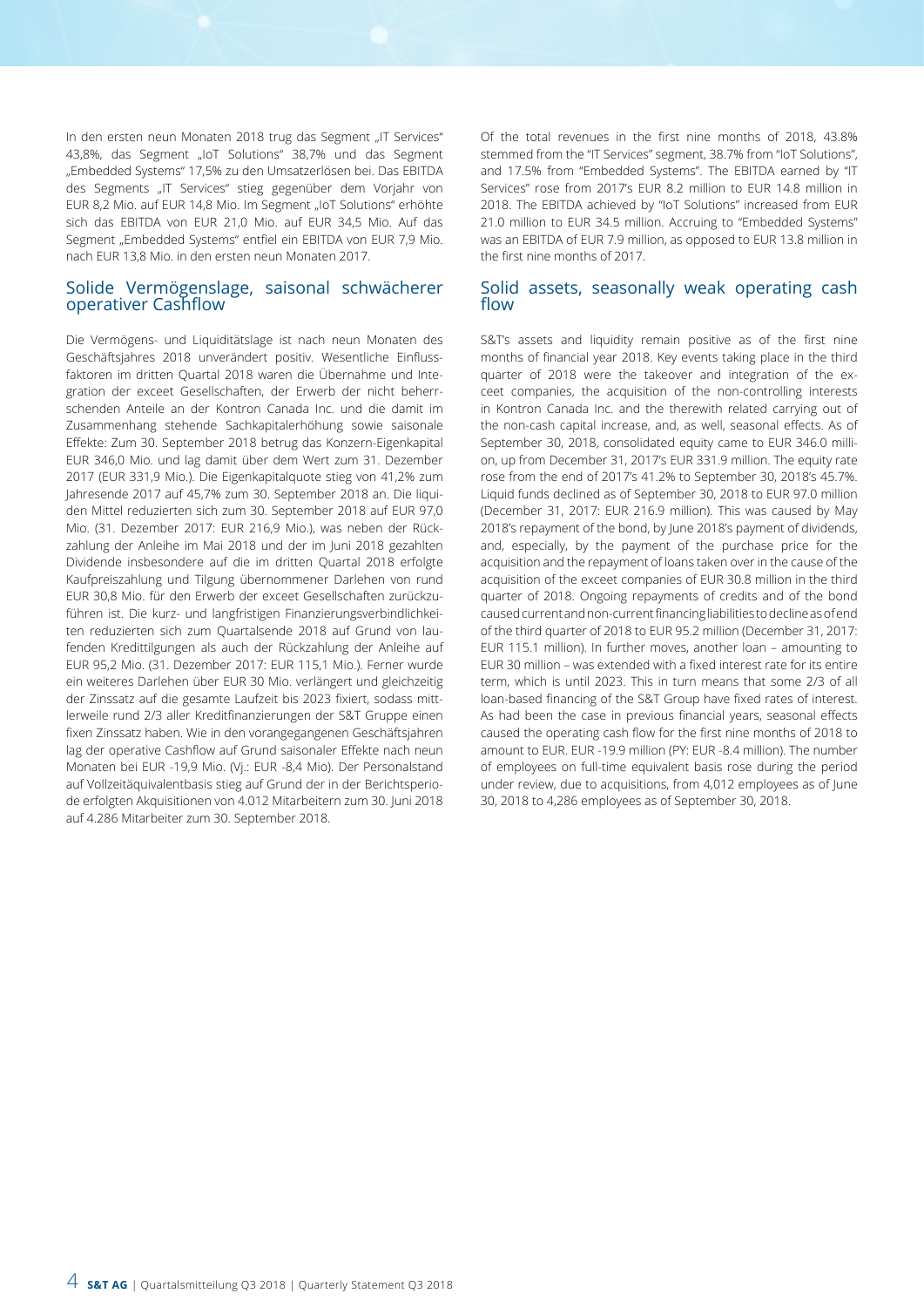In den ersten neun Monaten 2018 trug das Segment „IT Services" 43,8%, das Segment „IoT Solutions" 38,7% und das Segment „Embedded Systems" 17,5% zu den Umsatzerlösen bei. Das EBITDA des Segments „IT Services" stieg gegenüber dem Vorjahr von EUR 8,2 Mio. auf EUR 14,8 Mio. Im Segment „IoT Solutions" erhöhte sich das EBITDA von EUR 21,0 Mio. auf EUR 34,5 Mio. Auf das Segment „Embedded Systems" entfiel ein EBITDA von EUR 7,9 Mio. nach EUR 13,8 Mio. in den ersten neun Monaten 2017.

## Solide Vermögenslage, saisonal schwächerer operativer Cashflow

Die Vermögens- und Liquiditätslage ist nach neun Monaten des Geschäftsjahres 2018 unverändert positiv. Wesentliche Einflussfaktoren im dritten Quartal 2018 waren die Übernahme und Integration der exceet Gesellschaften, der Erwerb der nicht beherrschenden Anteile an der Kontron Canada Inc. und die damit im Zusammenhang stehende Sachkapitalerhöhung sowie saisonale Effekte: Zum 30. September 2018 betrug das Konzern-Eigenkapital EUR 346,0 Mio. und lag damit über dem Wert zum 31. Dezember 2017 (EUR 331,9 Mio.). Die Eigenkapitalquote stieg von 41,2% zum Jahresende 2017 auf 45,7% zum 30. September 2018 an. Die liquiden Mittel reduzierten sich zum 30. September 2018 auf EUR 97,0 Mio. (31. Dezember 2017: EUR 216,9 Mio.), was neben der Rückzahlung der Anleihe im Mai 2018 und der im Juni 2018 gezahlten Dividende insbesondere auf die im dritten Quartal 2018 erfolgte Kaufpreiszahlung und Tilgung übernommener Darlehen von rund EUR 30,8 Mio. für den Erwerb der exceet Gesellschaften zurückzuführen ist. Die kurz- und langfristigen Finanzierungsverbindlichkeiten reduzierten sich zum Quartalsende 2018 auf Grund von laufenden Kredittilgungen als auch der Rückzahlung der Anleihe auf EUR 95,2 Mio. (31. Dezember 2017: EUR 115,1 Mio.). Ferner wurde ein weiteres Darlehen über EUR 30 Mio. verlängert und gleichzeitig der Zinssatz auf die gesamte Laufzeit bis 2023 fixiert, sodass mittlerweile rund 2/3 aller Kreditfinanzierungen der S&T Gruppe einen fixen Zinssatz haben. Wie in den vorangegangenen Geschäftsjahren lag der operative Cashflow auf Grund saisonaler Effekte nach neun Monaten bei EUR -19,9 Mio. (Vj.: EUR -8,4 Mio). Der Personalstand auf Vollzeitäquivalentbasis stieg auf Grund der in der Berichtsperiode erfolgten Akquisitionen von 4.012 Mitarbeitern zum 30. Juni 2018 auf 4.286 Mitarbeiter zum 30. September 2018.

Of the total revenues in the first nine months of 2018, 43.8% stemmed from the "IT Services" segment, 38.7% from "IoT Solutions", and 17.5% from "Embedded Systems". The EBITDA earned by "IT Services" rose from 2017's EUR 8.2 million to EUR 14.8 million in 2018. The EBITDA achieved by "IoT Solutions" increased from EUR 21.0 million to EUR 34.5 million. Accruing to "Embedded Systems" was an EBITDA of EUR 7.9 million, as opposed to EUR 13.8 million in the first nine months of 2017.

## Solid assets, seasonally weak operating cash flow

S&T's assets and liquidity remain positive as of the first nine months of financial year 2018. Key events taking place in the third quarter of 2018 were the takeover and integration of the exceet companies, the acquisition of the non-controlling interests in Kontron Canada Inc. and the therewith related carrying out of the non-cash capital increase, and, as well, seasonal effects. As of September 30, 2018, consolidated equity came to EUR 346.0 million, up from December 31, 2017's EUR 331.9 million. The equity rate rose from the end of 2017's 41.2% to September 30, 2018's 45.7%. Liquid funds declined as of September 30, 2018 to EUR 97.0 million (December 31, 2017: EUR 216.9 million). This was caused by May 2018's repayment of the bond, by June 2018's payment of dividends, and, especially, by the payment of the purchase price for the acquisition and the repayment of loans taken over in the cause of the acquisition of the exceet companies of EUR 30.8 million in the third quarter of 2018. Ongoing repayments of credits and of the bond caused current and non-current financing liabilities to decline as of end of the third quarter of 2018 to EUR 95.2 million (December 31, 2017: EUR 115.1 million). In further moves, another loan – amounting to EUR 30 million – was extended with a fixed interest rate for its entire term, which is until 2023. This in turn means that some 2/3 of all loan-based financing of the S&T Group have fixed rates of interest. As had been the case in previous financial years, seasonal effects caused the operating cash flow for the first nine months of 2018 to amount to EUR. EUR -19.9 million (PY: EUR -8.4 million). The number of employees on full-time equivalent basis rose during the period under review, due to acquisitions, from 4,012 employees as of June 30, 2018 to 4,286 employees as of September 30, 2018.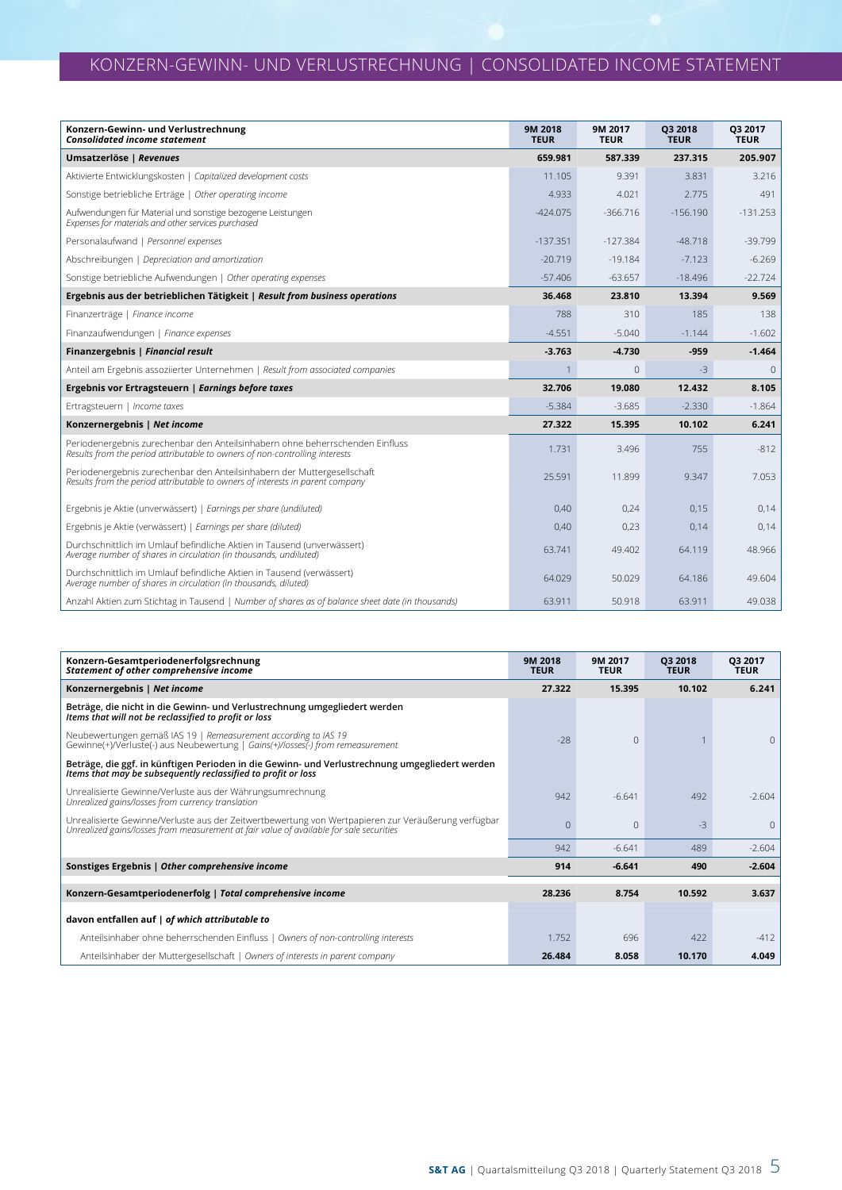# KONZERN-GEWINN- UND VERLUSTRECHNUNG | CONSOLIDATED INCOME STATEMENT

| Konzern-Gewinn- und Verlustrechnung *Consolidated income statement* | 9M 2018 TEUR | 9M 2017 TEUR | Q3 2018 TEUR | Q3 2017 TEUR |
|---|---|---|---|---|
| **Umsatzerlöse \| *Revenues*** | **659.981** | **587.339** | **237.315** | **205.907** |
| Aktivierte Entwicklungskosten \| *Capitalized development costs* | 11.105 | 9.391 | 3.831 | 3.216 |
| Sonstige betriebliche Erträge \| *Other operating income* | 4.933 | 4.021 | 2.775 | 491 |
| Aufwendungen für Material und sonstige bezogene Leistungen *Expenses for materials and other services purchased* | -424.075 | -366.716 | -156.190 | -131.253 |
| Personalaufwand \| *Personnel expenses* | -137.351 | -127.384 | -48.718 | -39.799 |
| Abschreibungen \| *Depreciation and amortization* | -20.719 | -19.184 | -7.123 | -6.269 |
| Sonstige betriebliche Aufwendungen \| *Other operating expenses* | -57.406 | -63.657 | -18.496 | -22.724 |
| **Ergebnis aus der betrieblichen Tätigkeit \| *Result from business operations*** | **36.468** | **23.810** | **13.394** | **9.569** |
| Finanzerträge \| *Finance income* | 788 | 310 | 185 | 138 |
| Finanzaufwendungen \| *Finance expenses* | -4.551 | -5.040 | -1.144 | -1.602 |
| **Finanzergebnis \| *Financial result*** | **-3.763** | **-4.730** | **-959** | **-1.464** |
| Anteil am Ergebnis assoziierter Unternehmen \| *Result from associated companies* | 1 | 0 | -3 | 0 |
| **Ergebnis vor Ertragsteuern \| *Earnings before taxes*** | **32.706** | **19.080** | **12.432** | **8.105** |
| Ertragsteuern \| *Income taxes* | -5.384 | -3.685 | -2.330 | -1.864 |
| **Konzernergebnis \| *Net income*** | **27.322** | **15.395** | **10.102** | **6.241** |
| Periodenergebnis zurechenbar den Anteilsinhabern ohne beherrschenden Einfluss *Results from the period attributable to owners of non-controlling interests* | 1.731 | 3.496 | 755 | -812 |
| Periodenergebnis zurechenbar den Anteilsinhabern der Muttergesellschaft *Results from the period attributable to owners of interests in parent company* | 25.591 | 11.899 | 9.347 | 7.053 |
| Ergebnis je Aktie (unverwässert) \| *Earnings per share (undiluted)* | 0,40 | 0,24 | 0,15 | 0,14 |
| Ergebnis je Aktie (verwässert) \| *Earnings per share (diluted)* | 0,40 | 0,23 | 0,14 | 0,14 |
| Durchschnittlich im Umlauf befindliche Aktien in Tausend (unverwässert) *Average number of shares in circulation (in thousands, undiluted)* | 63.741 | 49.402 | 64.119 | 48.966 |
| Durchschnittlich im Umlauf befindliche Aktien in Tausend (verwässert) *Average number of shares in circulation (in thousands, diluted)* | 64.029 | 50.029 | 64.186 | 49.604 |
| Anzahl Aktien zum Stichtag in Tausend \| *Number of shares as of balance sheet date (in thousands)* | 63.911 | 50.918 | 63.911 | 49.038 |

| Konzern-Gesamtperiodenerfolgsrechnung *Statement of other comprehensive income* | 9M 2018 TEUR | 9M 2017 TEUR | Q3 2018 TEUR | Q3 2017 TEUR |
|---|---|---|---|---|
| **Konzernergebnis \| *Net income*** | **27.322** | **15.395** | **10.102** | **6.241** |
| **Beträge, die nicht in die Gewinn- und Verlustrechnung umgegliedert werden *Items that will not be reclassified to profit or loss*** | | | | |
| Neubewertungen gemäß IAS 19 \| *Remeasurement according to IAS 19* Gewinne(+)/Verluste(-) aus Neubewertung \| *Gains(+)/losses(-) from remeasurement* | -28 | 0 | 1 | 0 |
| **Beträge, die ggf. in künftigen Perioden in die Gewinn- und Verlustrechnung umgegliedert werden *Items that may be subsequently reclassified to profit or loss*** | | | | |
| Unrealisierte Gewinne/Verluste aus der Währungsumrechnung *Unrealized gains/losses from currency translation* | 942 | -6.641 | 492 | -2.604 |
| Unrealisierte Gewinne/Verluste aus der Zeitwertbewertung von Wertpapieren zur Veräußerung verfügbar *Unrealized gains/losses from measurement at fair value of available for sale securities* | 0 | 0 | -3 | 0 |
| | 942 | -6.641 | 489 | -2.604 |
| **Sonstiges Ergebnis \| *Other comprehensive income*** | **914** | **-6.641** | **490** | **-2.604** |
| **Konzern-Gesamtperiodenerfolg \| *Total comprehensive income*** | **28.236** | **8.754** | **10.592** | **3.637** |
| **davon entfallen auf \| *of which attributable to*** | | | | |
| Anteilsinhaber ohne beherrschenden Einfluss \| *Owners of non-controlling interests* | 1.752 | 696 | 422 | -412 |
| Anteilsinhaber der Muttergesellschaft \| *Owners of interests in parent company* | **26.484** | **8.058** | **10.170** | **4.049** |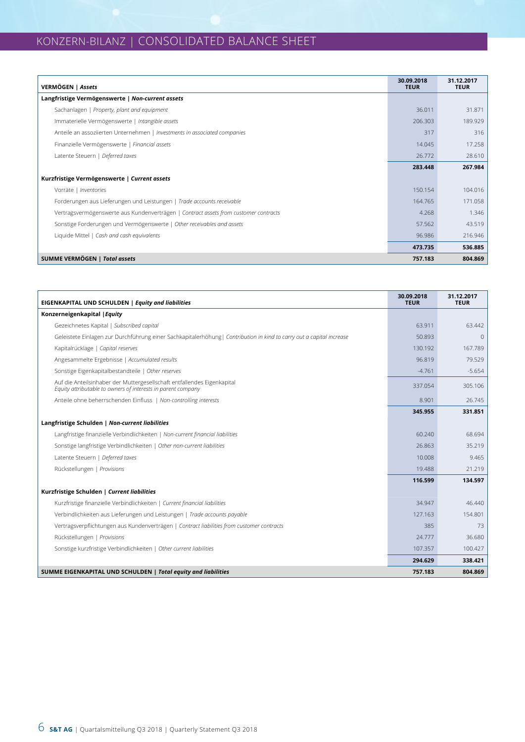# KONZERN-BILANZ | CONSOLIDATED BALANCE SHEET

| **VERMÖGEN \| *Assets*** | **30.09.2018 TEUR** | **31.12.2017 TEUR** |
|---|---|---|
| **Langfristige Vermögenswerte \| *Non-current assets*** | | |
| Sachanlagen \| *Property, plant and equipment* | 36.011 | 31.871 |
| Immaterielle Vermögenswerte \| *Intangible assets* | 206.303 | 189.929 |
| Anteile an assoziierten Unternehmen \| *Investments in associated companies* | 317 | 316 |
| Finanzielle Vermögenswerte \| *Financial assets* | 14.045 | 17.258 |
| Latente Steuern \| *Deferred taxes* | 26.772 | 28.610 |
| | **283.448** | **267.984** |
| **Kurzfristige Vermögenswerte \| *Current assets*** | | |
| Vorräte \| *Inventories* | 150.154 | 104.016 |
| Forderungen aus Lieferungen und Leistungen \| *Trade accounts receivable* | 164.765 | 171.058 |
| Vertragsvermögenswerte aus Kundenverträgen \| *Contract assets from customer contracts* | 4.268 | 1.346 |
| Sonstige Forderungen und Vermögenswerte \| *Other receivables and assets* | 57.562 | 43.519 |
| Liquide Mittel \| *Cash and cash equivalents* | 96.986 | 216.946 |
| | **473.735** | **536.885** |
| **SUMME VERMÖGEN \| *Total assets*** | **757.183** | **804.869** |

| **EIGENKAPITAL UND SCHULDEN \| *Equity and liabilities*** | **30.09.2018 TEUR** | **31.12.2017 TEUR** |
|---|---|---|
| **Konzerneigenkapital \| *Equity*** | | |
| Gezeichnetes Kapital \| *Subscribed capital* | 63.911 | 63.442 |
| Geleistete Einlagen zur Durchführung einer Sachkapitalerhöhung \| *Contribution in kind to carry out a capital increase* | 50.893 | 0 |
| Kapitalrücklage \| *Capital reserves* | 130.192 | 167.789 |
| Angesammelte Ergebnisse \| *Accumulated results* | 96.819 | 79.529 |
| Sonstige Eigenkapitalbestandteile \| *Other reserves* | -4.761 | -5.654 |
| Auf die Anteilsinhaber der Muttergesellschaft entfallendes Eigenkapital *Equity attributable to owners of interests in parent company* | 337.054 | 305.106 |
| Anteile ohne beherrschenden Einfluss \| *Non-controlling interests* | 8.901 | 26.745 |
| | **345.955** | **331.851** |
| **Langfristige Schulden \| *Non-current liabilities*** | | |
| Langfristige finanzielle Verbindlichkeiten \| *Non-current financial liabilities* | 60.240 | 68.694 |
| Sonstige langfristige Verbindlichkeiten \| *Other non-current liabilities* | 26.863 | 35.219 |
| Latente Steuern \| *Deferred taxes* | 10.008 | 9.465 |
| Rückstellungen \| *Provisions* | 19.488 | 21.219 |
| | **116.599** | **134.597** |
| **Kurzfristige Schulden \| *Current liabilities*** | | |
| Kurzfristige finanzielle Verbindlichkeiten \| *Current financial liabilities* | 34.947 | 46.440 |
| Verbindlichkeiten aus Lieferungen und Leistungen \| *Trade accounts payable* | 127.163 | 154.801 |
| Vertragsverpflichtungen aus Kundenverträgen \| *Contract liabilities from customer contracts* | 385 | 73 |
| Rückstellungen \| *Provisions* | 24.777 | 36.680 |
| Sonstige kurzfristige Verbindlichkeiten \| *Other current liabilities* | 107.357 | 100.427 |
| | **294.629** | **338.421** |
| **SUMME EIGENKAPITAL UND SCHULDEN \| *Total equity and liabilities*** | **757.183** | **804.869** |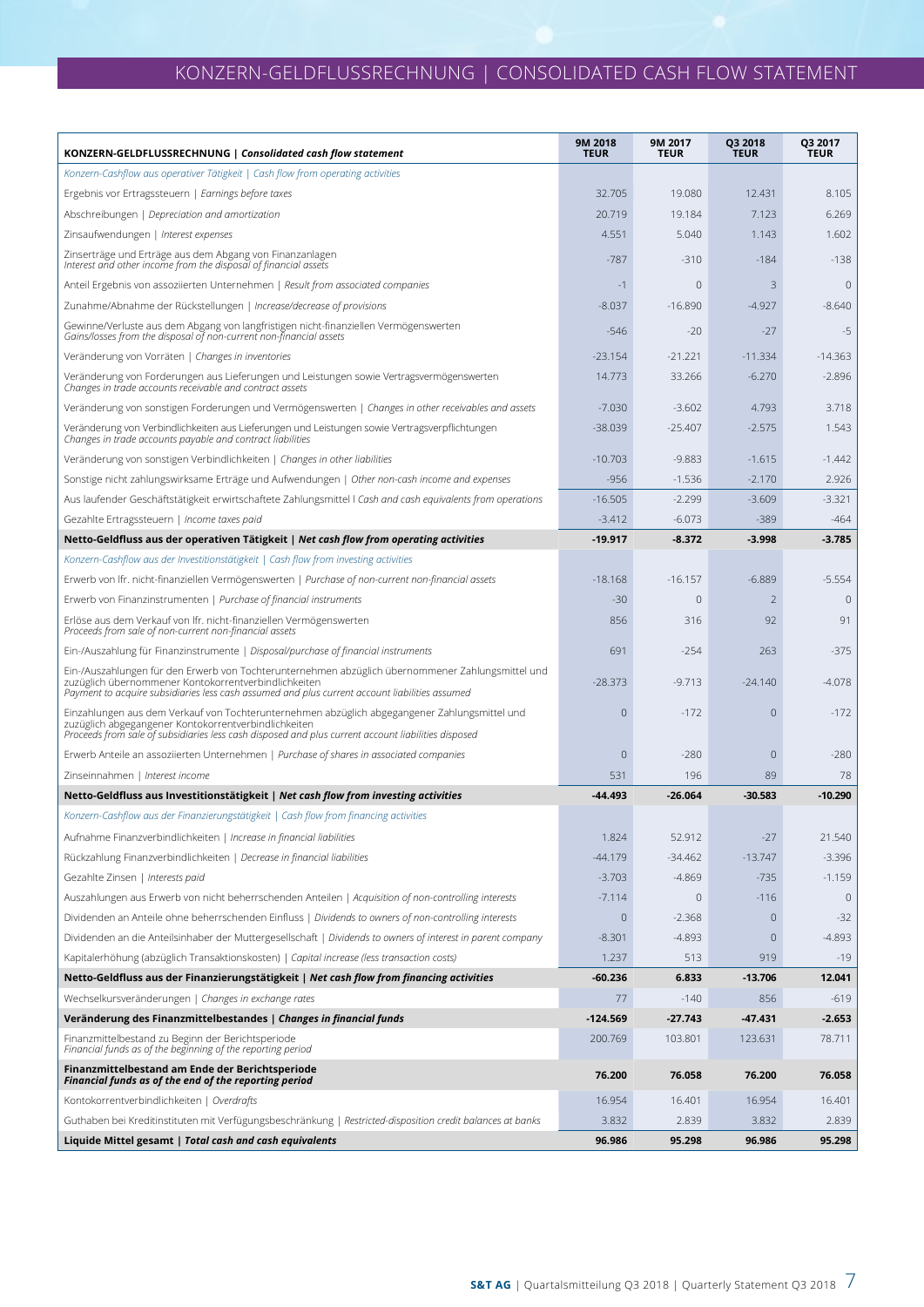# KONZERN-GELDFLUSSRECHNUNG | CONSOLIDATED CASH FLOW STATEMENT

| **KONZERN-GELDFLUSSRECHNUNG \| *Consolidated cash flow statement*** | **9M 2018 TEUR** | **9M 2017 TEUR** | **Q3 2018 TEUR** | **Q3 2017 TEUR** |
|---|---|---|---|---|
| *Konzern-Cashflow aus operativer Tätigkeit \| Cash flow from operating activities* | | | | |
| Ergebnis vor Ertragssteuern \| *Earnings before taxes* | 32.705 | 19.080 | 12.431 | 8.105 |
| Abschreibungen \| *Depreciation and amortization* | 20.719 | 19.184 | 7.123 | 6.269 |
| Zinsaufwendungen \| *Interest expenses* | 4.551 | 5.040 | 1.143 | 1.602 |
| Zinserträge und Erträge aus dem Abgang von Finanzanlagen *Interest and other income from the disposal of financial assets* | -787 | -310 | -184 | -138 |
| Anteil Ergebnis von assoziierten Unternehmen \| *Result from associated companies* | -1 | 0 | 3 | 0 |
| Zunahme/Abnahme der Rückstellungen \| *Increase/decrease of provisions* | -8.037 | -16.890 | -4.927 | -8.640 |
| Gewinne/Verluste aus dem Abgang von langfristigen nicht-finanziellen Vermögenswerten *Gains/losses from the disposal of non-current non-financial assets* | -546 | -20 | -27 | -5 |
| Veränderung von Vorräten \| *Changes in inventories* | -23.154 | -21.221 | -11.334 | -14.363 |
| Veränderung von Forderungen aus Lieferungen und Leistungen sowie Vertragsvermögenswerten *Changes in trade accounts receivable and contract assets* | 14.773 | 33.266 | -6.270 | -2.896 |
| Veränderung von sonstigen Forderungen und Vermögenswerten \| *Changes in other receivables and assets* | -7.030 | -3.602 | 4.793 | 3.718 |
| Veränderung von Verbindlichkeiten aus Lieferungen und Leistungen sowie Vertragsverpflichtungen *Changes in trade accounts payable and contract liabilities* | -38.039 | -25.407 | -2.575 | 1.543 |
| Veränderung von sonstigen Verbindlichkeiten \| *Changes in other liabilities* | -10.703 | -9.883 | -1.615 | -1.442 |
| Sonstige nicht zahlungswirksame Erträge und Aufwendungen \| *Other non-cash income and expenses* | -956 | -1.536 | -2.170 | 2.926 |
| Aus laufender Geschäftstätigkeit erwirtschaftete Zahlungsmittel \| *Cash and cash equivalents from operations* | -16.505 | -2.299 | -3.609 | -3.321 |
| Gezahlte Ertragssteuern \| *Income taxes paid* | -3.412 | -6.073 | -389 | -464 |
| **Netto-Geldfluss aus der operativen Tätigkeit \| *Net cash flow from operating activities*** | **-19.917** | **-8.372** | **-3.998** | **-3.785** |
| *Konzern-Cashflow aus der Investitionstätigkeit \| Cash flow from investing activities* | | | | |
| Erwerb von lfr. nicht-finanziellen Vermögenswerten \| *Purchase of non-current non-financial assets* | -18.168 | -16.157 | -6.889 | -5.554 |
| Erwerb von Finanzinstrumenten \| *Purchase of financial instruments* | -30 | 0 | 2 | 0 |
| Erlöse aus dem Verkauf von lfr. nicht-finanziellen Vermögenswerten *Proceeds from sale of non-current non-financial assets* | 856 | 316 | 92 | 91 |
| Ein-/Auszahlung für Finanzinstrumente \| *Disposal/purchase of financial instruments* | 691 | -254 | 263 | -375 |
| Ein-/Auszahlungen für den Erwerb von Tochterunternehmen abzüglich übernommener Zahlungsmittel und zuzüglich übernommener Kontokorrentverbindlichkeiten *Payment to acquire subsidiaries less cash assumed and plus current account liabilities assumed* | -28.373 | -9.713 | -24.140 | -4.078 |
| Einzahlungen aus dem Verkauf von Tochterunternehmen abzüglich abgegangener Zahlungsmittel und zuzüglich abgegangener Kontokorrentverbindlichkeiten *Proceeds from sale of subsidiaries less cash disposed and plus current account liabilities disposed* | 0 | -172 | 0 | -172 |
| Erwerb Anteile an assoziierten Unternehmen \| *Purchase of shares in associated companies* | 0 | -280 | 0 | -280 |
| Zinseinnahmen \| *Interest income* | 531 | 196 | 89 | 78 |
| **Netto-Geldfluss aus Investitionstätigkeit \| *Net cash flow from investing activities*** | **-44.493** | **-26.064** | **-30.583** | **-10.290** |
| *Konzern-Cashflow aus der Finanzierungstätigkeit \| Cash flow from financing activities* | | | | |
| Aufnahme Finanzverbindlichkeiten \| *Increase in financial liabilities* | 1.824 | 52.912 | -27 | 21.540 |
| Rückzahlung Finanzverbindlichkeiten \| *Decrease in financial liabilities* | -44.179 | -34.462 | -13.747 | -3.396 |
| Gezahlte Zinsen \| *Interests paid* | -3.703 | -4.869 | -735 | -1.159 |
| Auszahlungen aus Erwerb von nicht beherrschenden Anteilen \| *Acquisition of non-controlling interests* | -7.114 | 0 | -116 | 0 |
| Dividenden an Anteile ohne beherrschenden Einfluss \| *Dividends to owners of non-controlling interests* | 0 | -2.368 | 0 | -32 |
| Dividenden an die Anteilsinhaber der Muttergesellschaft \| *Dividends to owners of interest in parent company* | -8.301 | -4.893 | 0 | -4.893 |
| Kapitalerhöhung (abzüglich Transaktionskosten) \| *Capital increase (less transaction costs)* | 1.237 | 513 | 919 | -19 |
| **Netto-Geldfluss aus der Finanzierungstätigkeit \| *Net cash flow from financing activities*** | **-60.236** | **6.833** | **-13.706** | **12.041** |
| Wechselkursveränderungen \| *Changes in exchange rates* | 77 | -140 | 856 | -619 |
| **Veränderung des Finanzmittelbestandes \| *Changes in financial funds*** | **-124.569** | **-27.743** | **-47.431** | **-2.653** |
| Finanzmittelbestand zu Beginn der Berichtsperiode *Financial funds as of the beginning of the reporting period* | 200.769 | 103.801 | 123.631 | 78.711 |
| **Finanzmittelbestand am Ende der Berichtsperiode *Financial funds as of the end of the reporting period*** | **76.200** | **76.058** | **76.200** | **76.058** |
| Kontokorrentverbindlichkeiten \| *Overdrafts* | 16.954 | 16.401 | 16.954 | 16.401 |
| Guthaben bei Kreditinstituten mit Verfügungsbeschränkung \| *Restricted-disposition credit balances at banks* | 3.832 | 2.839 | 3.832 | 2.839 |
| **Liquide Mittel gesamt \| *Total cash and cash equivalents*** | **96.986** | **95.298** | **96.986** | **95.298** |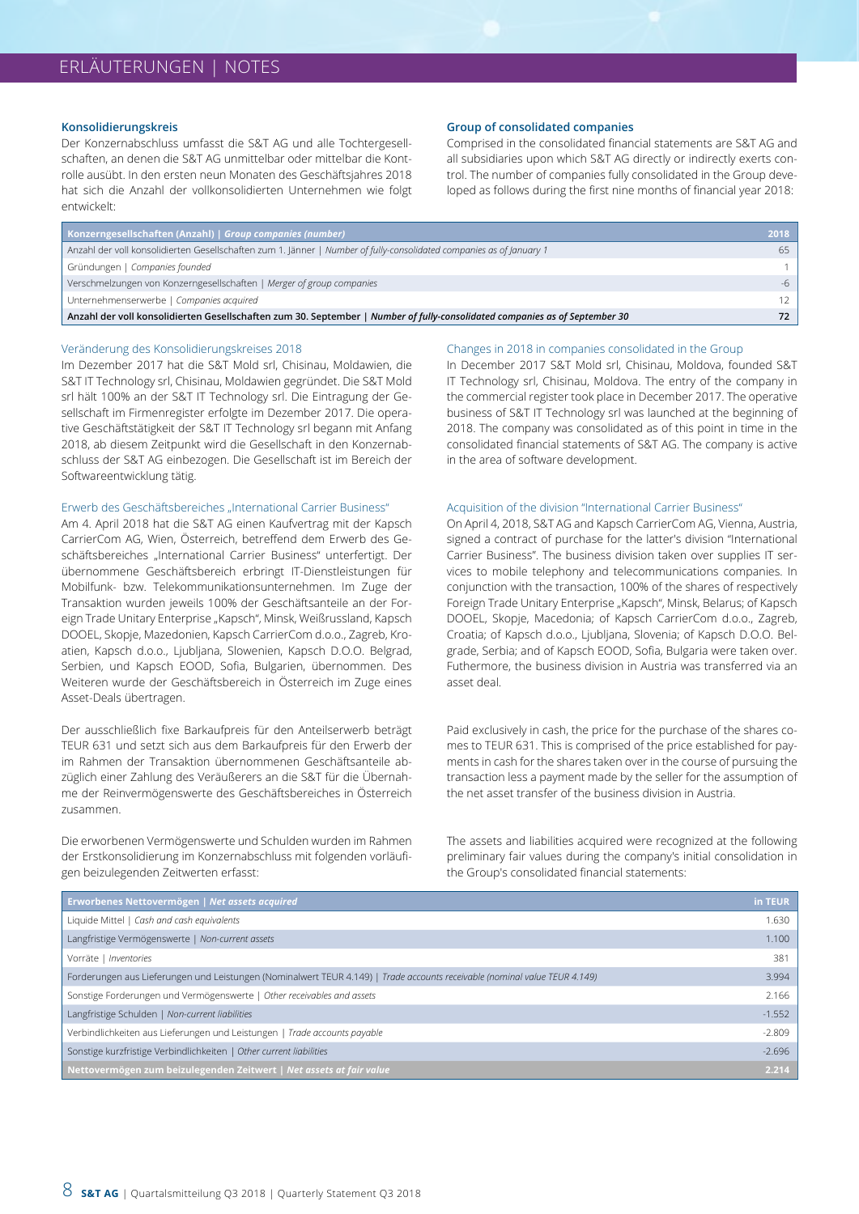## Konsolidierungskreis

Der Konzernabschluss umfasst die S&T AG und alle Tochtergesellschaften, an denen die S&T AG unmittelbar oder mittelbar die Kontrolle ausübt. In den ersten neun Monaten des Geschäftsjahres 2018 hat sich die Anzahl der vollkonsolidierten Unternehmen wie folgt entwickelt:

## Group of consolidated companies

Comprised in the consolidated financial statements are S&T AG and all subsidiaries upon which S&T AG directly or indirectly exerts control. The number of companies fully consolidated in the Group developed as follows during the first nine months of financial year 2018:

| Konzerngesellschaften (Anzahl) \| *Group companies (number)* | 2018 |
|---|---|
| Anzahl der voll konsolidierten Gesellschaften zum 1. Jänner \| *Number of fully-consolidated companies as of January 1* | 65 |
| Gründungen \| *Companies founded* | 1 |
| Verschmelzungen von Konzerngesellschaften \| *Merger of group companies* | -6 |
| Unternehmenserwerbe \| *Companies acquired* | 12 |
| **Anzahl der voll konsolidierten Gesellschaften zum 30. September \| *Number of fully-consolidated companies as of September 30*** | **72** |

### Veränderung des Konsolidierungskreises 2018

Im Dezember 2017 hat die S&T Mold srl, Chisinau, Moldawien, die S&T IT Technology srl, Chisinau, Moldawien gegründet. Die S&T Mold srl hält 100% an der S&T IT Technology srl. Die Eintragung der Gesellschaft im Firmenregister erfolgte im Dezember 2017. Die operative Geschäftstätigkeit der S&T IT Technology srl begann mit Anfang 2018, ab diesem Zeitpunkt wird die Gesellschaft in den Konzernabschluss der S&T AG einbezogen. Die Gesellschaft ist im Bereich der Softwareentwicklung tätig.

### Changes in 2018 in companies consolidated in the Group

In December 2017 S&T Mold srl, Chisinau, Moldova, founded S&T IT Technology srl, Chisinau, Moldova. The entry of the company in the commercial register took place in December 2017. The operative business of S&T IT Technology srl was launched at the beginning of 2018. The company was consolidated as of this point in time in the consolidated financial statements of S&T AG. The company is active in the area of software development.

### Erwerb des Geschäftsbereiches „International Carrier Business"

Am 4. April 2018 hat die S&T AG einen Kaufvertrag mit der Kapsch CarrierCom AG, Wien, Österreich, betreffend dem Erwerb des Geschäftsbereiches „International Carrier Business" unterfertigt. Der übernommene Geschäftsbereich erbringt IT-Dienstleistungen für Mobilfunk- bzw. Telekommunikationsunternehmen. Im Zuge der Transaktion wurden jeweils 100% der Geschäftsanteile an der Foreign Trade Unitary Enterprise „Kapsch", Minsk, Weißrussland, Kapsch DOOEL, Skopje, Mazedonien, Kapsch CarrierCom d.o.o., Zagreb, Kroatien, Kapsch d.o.o., Ljubljana, Slowenien, Kapsch D.O.O. Belgrad, Serbien, und Kapsch EOOD, Sofia, Bulgarien, übernommen. Des Weiteren wurde der Geschäftsbereich in Österreich im Zuge eines Asset-Deals übertragen.

Der ausschließlich fixe Barkaufpreis für den Anteilserwerb beträgt TEUR 631 und setzt sich aus dem Barkaufpreis für den Erwerb der im Rahmen der Transaktion übernommenen Geschäftsanteile abzüglich einer Zahlung des Veräußerers an die S&T für die Übernahme der Reinvermögenswerte des Geschäftsbereiches in Österreich zusammen.

Die erworbenen Vermögenswerte und Schulden wurden im Rahmen der Erstkonsolidierung im Konzernabschluss mit folgenden vorläufigen beizulegenden Zeitwerten erfasst:

### Acquisition of the division "International Carrier Business"

On April 4, 2018, S&T AG and Kapsch CarrierCom AG, Vienna, Austria, signed a contract of purchase for the latter's division "International Carrier Business". The business division taken over supplies IT services to mobile telephony and telecommunications companies. In conjunction with the transaction, 100% of the shares of respectively Foreign Trade Unitary Enterprise „Kapsch", Minsk, Belarus; of Kapsch DOOEL, Skopje, Macedonia; of Kapsch CarrierCom d.o.o., Zagreb, Croatia; of Kapsch d.o.o., Ljubljana, Slovenia; of Kapsch D.O.O. Belgrade, Serbia; and of Kapsch EOOD, Sofia, Bulgaria were taken over. Futhermore, the business division in Austria was transferred via an asset deal.

Paid exclusively in cash, the price for the purchase of the shares comes to TEUR 631. This is comprised of the price established for payments in cash for the shares taken over in the course of pursuing the transaction less a payment made by the seller for the assumption of the net asset transfer of the business division in Austria.

The assets and liabilities acquired were recognized at the following preliminary fair values during the company's initial consolidation in the Group's consolidated financial statements:

| Erworbenes Nettovermögen \| *Net assets acquired* | in TEUR |
|---|---|
| Liquide Mittel \| *Cash and cash equivalents* | 1.630 |
| Langfristige Vermögenswerte \| *Non-current assets* | 1.100 |
| Vorräte \| *Inventories* | 381 |
| Forderungen aus Lieferungen und Leistungen (Nominalwert TEUR 4.149) \| *Trade accounts receivable (nominal value TEUR 4.149)* | 3.994 |
| Sonstige Forderungen und Vermögenswerte \| *Other receivables and assets* | 2.166 |
| Langfristige Schulden \| *Non-current liabilities* | -1.552 |
| Verbindlichkeiten aus Lieferungen und Leistungen \| *Trade accounts payable* | -2.809 |
| Sonstige kurzfristige Verbindlichkeiten \| *Other current liabilities* | -2.696 |
| **Nettovermögen zum beizulegenden Zeitwert \| *Net assets at fair value*** | **2.214** |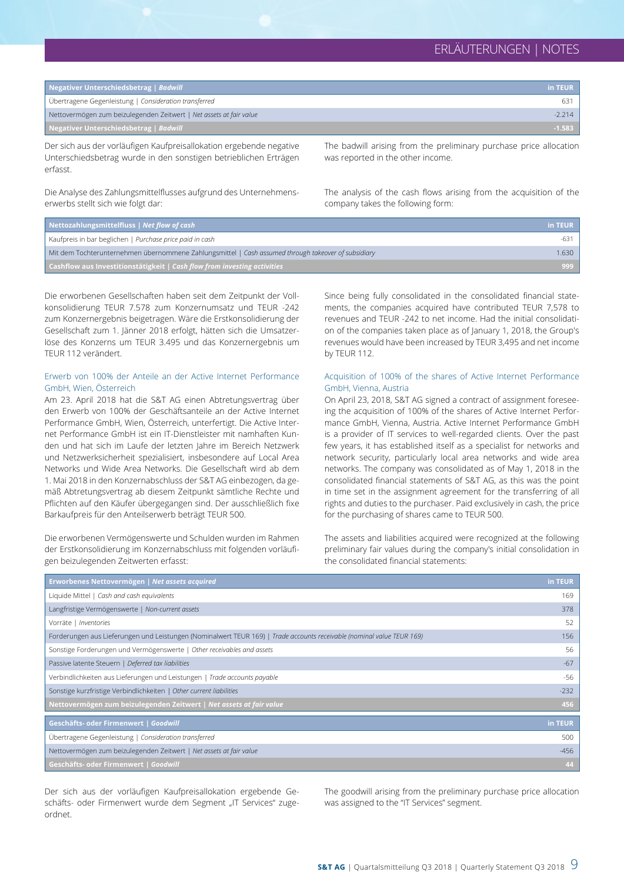| Negativer Unterschiedsbetrag \| *Badwill* | in TEUR |
|---|---|
| Übertragene Gegenleistung \| *Consideration transferred* | 631 |
| Nettovermögen zum beizulegenden Zeitwert \| *Net assets at fair value* | -2.214 |
| **Negativer Unterschiedsbetrag \| *Badwill*** | **-1.583** |

Der sich aus der vorläufigen Kaufpreisallokation ergebende negative Unterschiedsbetrag wurde in den sonstigen betrieblichen Erträgen erfasst.

The badwill arising from the preliminary purchase price allocation was reported in the other income.

Die Analyse des Zahlungsmittelflusses aufgrund des Unternehmenserwerbs stellt sich wie folgt dar:

The analysis of the cash flows arising from the acquisition of the company takes the following form:

| Nettozahlungsmittelfluss \| *Net flow of cash* | in TEUR |
|---|---|
| Kaufpreis in bar beglichen \| *Purchase price paid in cash* | -631 |
| Mit dem Tochterunternehmen übernommene Zahlungsmittel \| *Cash assumed through takeover of subsidiary* | 1.630 |
| **Cashflow aus Investitionstätigkeit \| *Cash flow from investing activities*** | **999** |

Die erworbenen Gesellschaften haben seit dem Zeitpunkt der Vollkonsolidierung TEUR 7.578 zum Konzernumsatz und TEUR -242 zum Konzernergebnis beigetragen. Wäre die Erstkonsolidierung der Gesellschaft zum 1. Jänner 2018 erfolgt, hätten sich die Umsatzerlöse des Konzerns um TEUR 3.495 und das Konzernergebnis um TEUR 112 verändert.

Since being fully consolidated in the consolidated financial statements, the companies acquired have contributed TEUR 7,578 to revenues and TEUR -242 to net income. Had the initial consolidation of the companies taken place as of January 1, 2018, the Group's revenues would have been increased by TEUR 3,495 and net income by TEUR 112.

### Erwerb von 100% der Anteile an der Active Internet Performance GmbH, Wien, Österreich

Am 23. April 2018 hat die S&T AG einen Abtretungsvertrag über den Erwerb von 100% der Geschäftsanteile an der Active Internet Performance GmbH, Wien, Österreich, unterfertigt. Die Active Internet Performance GmbH ist ein IT-Dienstleister mit namhaften Kunden und hat sich im Laufe der letzten Jahre im Bereich Netzwerk und Netzwerksicherheit spezialisiert, insbesondere auf Local Area Networks und Wide Area Networks. Die Gesellschaft wird ab dem 1. Mai 2018 in den Konzernabschluss der S&T AG einbezogen, da gemäß Abtretungsvertrag ab diesem Zeitpunkt sämtliche Rechte und Pflichten auf den Käufer übergegangen sind. Der ausschließlich fixe Barkaufpreis für den Anteilserwerb beträgt TEUR 500.

### Acquisition of 100% of the shares of Active Internet Performance GmbH, Vienna, Austria

On April 23, 2018, S&T AG signed a contract of assignment foreseeing the acquisition of 100% of the shares of Active Internet Performance GmbH, Vienna, Austria. Active Internet Performance GmbH is a provider of IT services to well-regarded clients. Over the past few years, it has established itself as a specialist for networks and network security, particularly local area networks and wide area networks. The company was consolidated as of May 1, 2018 in the consolidated financial statements of S&T AG, as this was the point in time set in the assignment agreement for the transferring of all rights and duties to the purchaser. Paid exclusively in cash, the price for the purchasing of shares came to TEUR 500.

Die erworbenen Vermögenswerte und Schulden wurden im Rahmen der Erstkonsolidierung im Konzernabschluss mit folgenden vorläufigen beizulegenden Zeitwerten erfasst:

The assets and liabilities acquired were recognized at the following preliminary fair values during the company's initial consolidation in the consolidated financial statements:

| Erworbenes Nettovermögen \| *Net assets acquired* | in TEUR |
|---|---|
| Liquide Mittel \| *Cash and cash equivalents* | 169 |
| Langfristige Vermögenswerte \| *Non-current assets* | 378 |
| Vorräte \| *Inventories* | 52 |
| Forderungen aus Lieferungen und Leistungen (Nominalwert TEUR 169) \| *Trade accounts receivable (nominal value TEUR 169)* | 156 |
| Sonstige Forderungen und Vermögenswerte \| *Other receivables and assets* | 56 |
| Passive latente Steuern \| *Deferred tax liabilities* | -67 |
| Verbindlichkeiten aus Lieferungen und Leistungen \| *Trade accounts payable* | -56 |
| Sonstige kurzfristige Verbindlichkeiten \| *Other current liabilities* | -232 |
| **Nettovermögen zum beizulegenden Zeitwert \| *Net assets at fair value*** | **456** |

| Geschäfts- oder Firmenwert \| *Goodwill* | in TEUR |
|---|---|
| Übertragene Gegenleistung \| *Consideration transferred* | 500 |
| Nettovermögen zum beizulegenden Zeitwert \| *Net assets at fair value* | -456 |
| **Geschäfts- oder Firmenwert \| *Goodwill*** | **44** |

Der sich aus der vorläufigen Kaufpreisallokation ergebende Geschäfts- oder Firmenwert wurde dem Segment „IT Services" zugeordnet.

The goodwill arising from the preliminary purchase price allocation was assigned to the "IT Services" segment.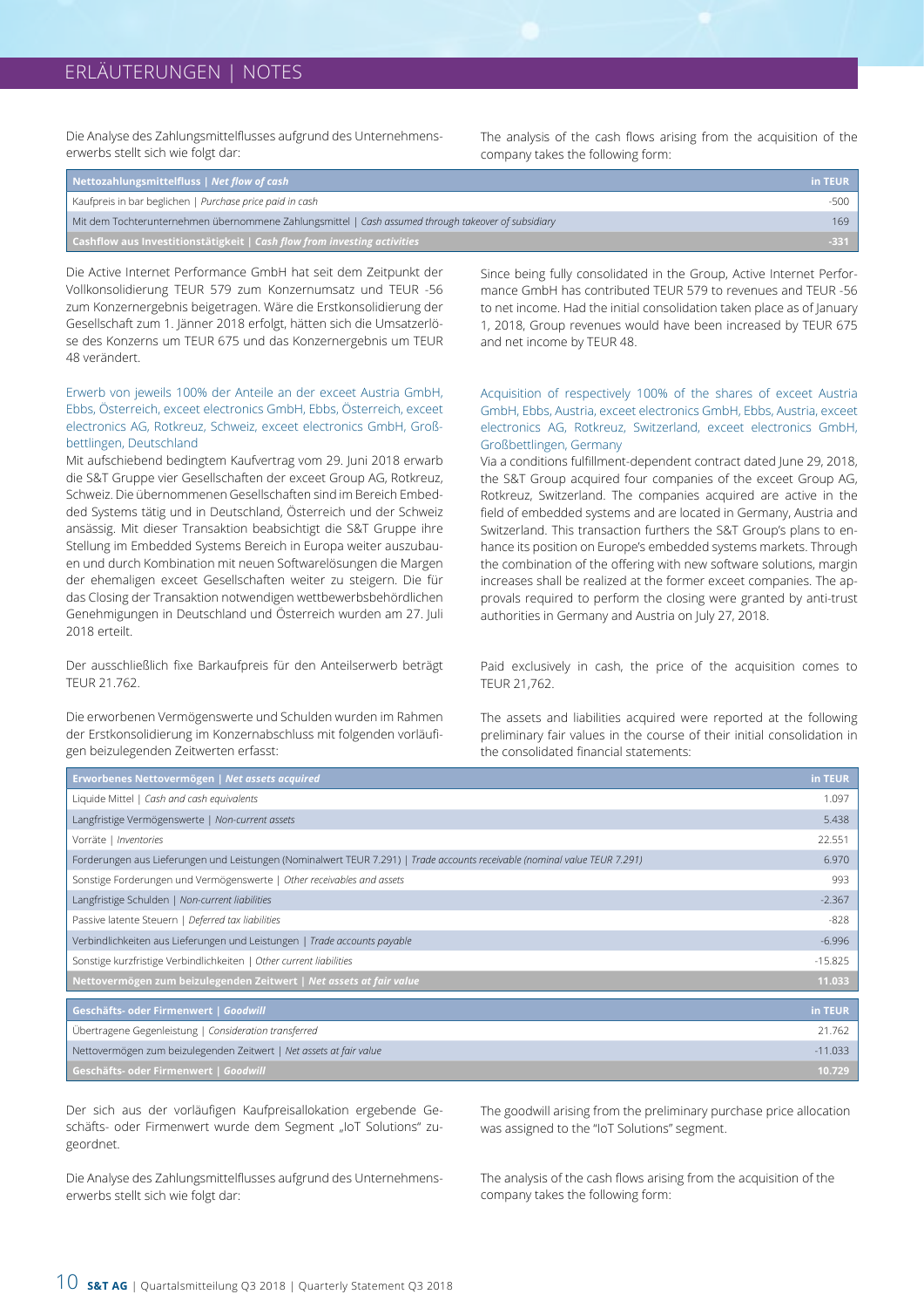## ERLÄUTERUNGEN | NOTES

Die Analyse des Zahlungsmittelflusses aufgrund des Unternehmenserwerbs stellt sich wie folgt dar:

The analysis of the cash flows arising from the acquisition of the company takes the following form:

| Nettozahlungsmittelfluss \| *Net flow of cash* | in TEUR |
|---|---|
| Kaufpreis in bar beglichen \| *Purchase price paid in cash* | -500 |
| Mit dem Tochterunternehmen übernommene Zahlungsmittel \| *Cash assumed through takeover of subsidiary* | 169 |
| **Cashflow aus Investitionstätigkeit \| *Cash flow from investing activities*** | **-331** |

Die Active Internet Performance GmbH hat seit dem Zeitpunkt der Vollkonsolidierung TEUR 579 zum Konzernumsatz und TEUR -56 zum Konzernergebnis beigetragen. Wäre die Erstkonsolidierung der Gesellschaft zum 1. Jänner 2018 erfolgt, hätten sich die Umsatzerlöse des Konzerns um TEUR 675 und das Konzernergebnis um TEUR 48 verändert.

Since being fully consolidated in the Group, Active Internet Performance GmbH has contributed TEUR 579 to revenues and TEUR -56 to net income. Had the initial consolidation taken place as of January 1, 2018, Group revenues would have been increased by TEUR 675 and net income by TEUR 48.

### Erwerb von jeweils 100% der Anteile an der exceet Austria GmbH, Ebbs, Österreich, exceet electronics GmbH, Ebbs, Österreich, exceet electronics AG, Rotkreuz, Schweiz, exceet electronics GmbH, Großbettlingen, Deutschland

Mit aufschiebend bedingtem Kaufvertrag vom 29. Juni 2018 erwarb die S&T Gruppe vier Gesellschaften der exceet Group AG, Rotkreuz, Schweiz. Die übernommenen Gesellschaften sind im Bereich Embedded Systems tätig und in Deutschland, Österreich und der Schweiz ansässig. Mit dieser Transaktion beabsichtigt die S&T Gruppe ihre Stellung im Embedded Systems Bereich in Europa weiter auszubauen und durch Kombination mit neuen Softwarelösungen die Margen der ehemaligen exceet Gesellschaften weiter zu steigern. Die für das Closing der Transaktion notwendigen wettbewerbsbehördlichen Genehmigungen in Deutschland und Österreich wurden am 27. Juli 2018 erteilt.

Der ausschließlich fixe Barkaufpreis für den Anteilserwerb beträgt TEUR 21.762.

Die erworbenen Vermögenswerte und Schulden wurden im Rahmen der Erstkonsolidierung im Konzernabschluss mit folgenden vorläufigen beizulegenden Zeitwerten erfasst:

### Acquisition of respectively 100% of the shares of exceet Austria GmbH, Ebbs, Austria, exceet electronics GmbH, Ebbs, Austria, exceet electronics AG, Rotkreuz, Switzerland, exceet electronics GmbH, Großbettlingen, Germany

Via a conditions fulfillment-dependent contract dated June 29, 2018, the S&T Group acquired four companies of the exceet Group AG, Rotkreuz, Switzerland. The companies acquired are active in the field of embedded systems and are located in Germany, Austria and Switzerland. This transaction furthers the S&T Group's plans to enhance its position on Europe's embedded systems markets. Through the combination of the offering with new software solutions, margin increases shall be realized at the former exceet companies. The approvals required to perform the closing were granted by anti-trust authorities in Germany and Austria on July 27, 2018.

Paid exclusively in cash, the price of the acquisition comes to TEUR 21,762.

The assets and liabilities acquired were reported at the following preliminary fair values in the course of their initial consolidation in the consolidated financial statements:

| Erworbenes Nettovermögen \| *Net assets acquired* | in TEUR |
|---|---|
| Liquide Mittel \| *Cash and cash equivalents* | 1.097 |
| Langfristige Vermögenswerte \| *Non-current assets* | 5.438 |
| Vorräte \| *Inventories* | 22.551 |
| Forderungen aus Lieferungen und Leistungen (Nominalwert TEUR 7.291) \| *Trade accounts receivable (nominal value TEUR 7.291)* | 6.970 |
| Sonstige Forderungen und Vermögenswerte \| *Other receivables and assets* | 993 |
| Langfristige Schulden \| *Non-current liabilities* | -2.367 |
| Passive latente Steuern \| *Deferred tax liabilities* | -828 |
| Verbindlichkeiten aus Lieferungen und Leistungen \| *Trade accounts payable* | -6.996 |
| Sonstige kurzfristige Verbindlichkeiten \| *Other current liabilities* | -15.825 |
| **Nettovermögen zum beizulegenden Zeitwert \| *Net assets at fair value*** | **11.033** |

| Geschäfts- oder Firmenwert \| *Goodwill* | in TEUR |
|---|---|
| Übertragene Gegenleistung \| *Consideration transferred* | 21.762 |
| Nettovermögen zum beizulegenden Zeitwert \| *Net assets at fair value* | -11.033 |
| **Geschäfts- oder Firmenwert \| *Goodwill*** | **10.729** |

Der sich aus der vorläufigen Kaufpreisallokation ergebende Geschäfts- oder Firmenwert wurde dem Segment „IoT Solutions" zugeordnet.

The goodwill arising from the preliminary purchase price allocation was assigned to the "IoT Solutions" segment.

Die Analyse des Zahlungsmittelflusses aufgrund des Unternehmenserwerbs stellt sich wie folgt dar:

The analysis of the cash flows arising from the acquisition of the company takes the following form: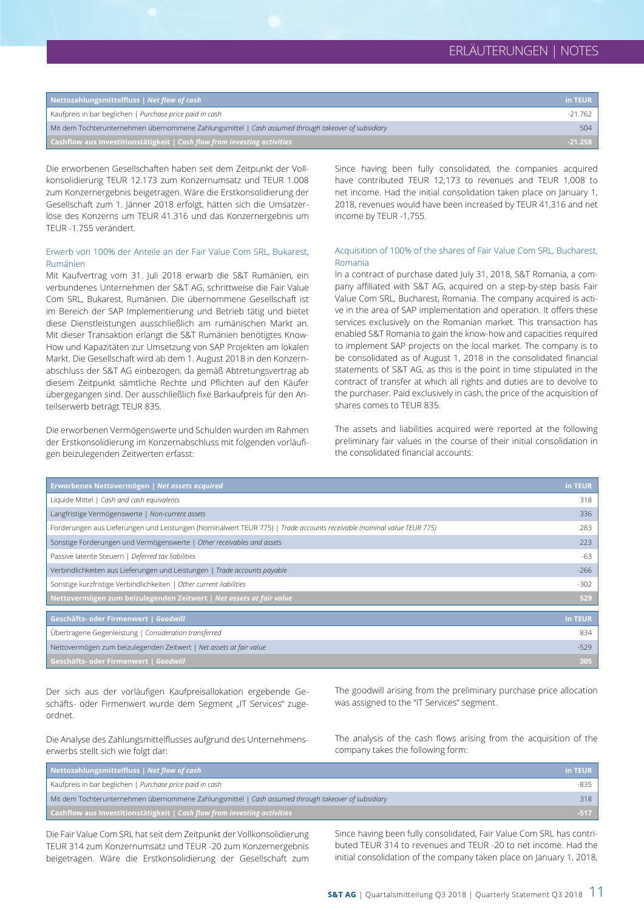| Nettozahlungsmittelfluss \| *Net flow of cash* | in TEUR |
|---|---|
| Kaufpreis in bar beglichen \| *Purchase price paid in cash* | -21.762 |
| Mit dem Tochterunternehmen übernommene Zahlungsmittel \| *Cash assumed through takeover of subsidiary* | 504 |
| **Cashflow aus Investitionstätigkeit \| *Cash flow from investing activities*** | **-21.258** |

Die erworbenen Gesellschaften haben seit dem Zeitpunkt der Vollkonsolidierung TEUR 12.173 zum Konzernumsatz und TEUR 1.008 zum Konzernergebnis beigetragen. Wäre die Erstkonsolidierung der Gesellschaft zum 1. Jänner 2018 erfolgt, hätten sich die Umsatzerlöse des Konzerns um TEUR 41.316 und das Konzernergebnis um TEUR -1.755 verändert.

Since having been fully consolidated, the companies acquired have contributed TEUR 12,173 to revenues and TEUR 1,008 to net income. Had the initial consolidation taken place on January 1, 2018, revenues would have been increased by TEUR 41,316 and net income by TEUR -1,755.

### Erwerb von 100% der Anteile an der Fair Value Com SRL, Bukarest, Rumänien

Mit Kaufvertrag vom 31. Juli 2018 erwarb die S&T Rumänien, ein verbundenes Unternehmen der S&T AG, schrittweise die Fair Value Com SRL, Bukarest, Rumänien. Die übernommene Gesellschaft ist im Bereich der SAP Implementierung und Betrieb tätig und bietet diese Dienstleistungen ausschließlich am rumänischen Markt an. Mit dieser Transaktion erlangt die S&T Rumänien benötigtes Know-How und Kapazitäten zur Umsetzung von SAP Projekten am lokalen Markt. Die Gesellschaft wird ab dem 1. August 2018 in den Konzernabschluss der S&T AG einbezogen, da gemäß Abtretungsvertrag ab diesem Zeitpunkt sämtliche Rechte und Pflichten auf den Käufer übergegangen sind. Der ausschließlich fixe Barkaufpreis für den Anteilserwerb beträgt TEUR 835.

Die erworbenen Vermögenswerte und Schulden wurden im Rahmen der Erstkonsolidierung im Konzernabschluss mit folgenden vorläufigen beizulegenden Zeitwerten erfasst:

### Acquisition of 100% of the shares of Fair Value Com SRL, Bucharest, Romania

In a contract of purchase dated July 31, 2018, S&T Romania, a company affiliated with S&T AG, acquired on a step-by-step basis Fair Value Com SRL, Bucharest, Romania. The company acquired is active in the area of SAP implementation and operation. It offers these services exclusively on the Romanian market. This transaction has enabled S&T Romania to gain the know-how and capacities required to implement SAP projects on the local market. The company is to be consolidated as of August 1, 2018 in the consolidated financial statements of S&T AG, as this is the point in time stipulated in the contract of transfer at which all rights and duties are to devolve to the purchaser. Paid exclusively in cash, the price of the acquisition of shares comes to TEUR 835.

The assets and liabilities acquired were reported at the following preliminary fair values in the course of their initial consolidation in the consolidated financial accounts:

| Erworbenes Nettovermögen \| *Net assets acquired* | in TEUR |
|---|---|
| Liquide Mittel \| *Cash and cash equivalents* | 318 |
| Langfristige Vermögenswerte \| *Non-current assets* | 336 |
| Forderungen aus Lieferungen und Leistungen (Nominalwert TEUR 775) \| *Trade accounts receivable (nominal value TEUR 775)* | 283 |
| Sonstige Forderungen und Vermögenswerte \| *Other receivables and assets* | 223 |
| Passive latente Steuern \| *Deferred tax liabilities* | -63 |
| Verbindlichkeiten aus Lieferungen und Leistungen \| *Trade accounts payable* | -266 |
| Sonstige kurzfristige Verbindlichkeiten \| *Other current liabilities* | -302 |
| **Nettovermögen zum beizulegenden Zeitwert \| *Net assets at fair value*** | **529** |

| Geschäfts- oder Firmenwert \| *Goodwill* | in TEUR |
|---|---|
| Übertragene Gegenleistung \| *Consideration transferred* | 834 |
| Nettovermögen zum beizulegenden Zeitwert \| *Net assets at fair value* | -529 |
| **Geschäfts- oder Firmenwert \| *Goodwill*** | **305** |

Der sich aus der vorläufigen Kaufpreisallokation ergebende Geschäfts- oder Firmenwert wurde dem Segment „IT Services" zugeordnet.

The goodwill arising from the preliminary purchase price allocation was assigned to the "IT Services" segment.

Die Analyse des Zahlungsmittelflusses aufgrund des Unternehmenserwerbs stellt sich wie folgt dar:

The analysis of the cash flows arising from the acquisition of the company takes the following form:

| Nettozahlungsmittelfluss \| *Net flow of cash* | in TEUR |
|---|---|
| Kaufpreis in bar beglichen \| *Purchase price paid in cash* | -835 |
| Mit dem Tochterunternehmen übernommene Zahlungsmittel \| *Cash assumed through takeover of subsidiary* | 318 |
| **Cashflow aus Investitionstätigkeit \| *Cash flow from investing activities*** | **-517** |

Die Fair Value Com SRL hat seit dem Zeitpunkt der Vollkonsolidierung TEUR 314 zum Konzernumsatz und TEUR -20 zum Konzernergebnis beigetragen. Wäre die Erstkonsolidierung der Gesellschaft zum

Since having been fully consolidated, Fair Value Com SRL has contributed TEUR 314 to revenues and TEUR -20 to net income. Had the initial consolidation of the company taken place on January 1, 2018,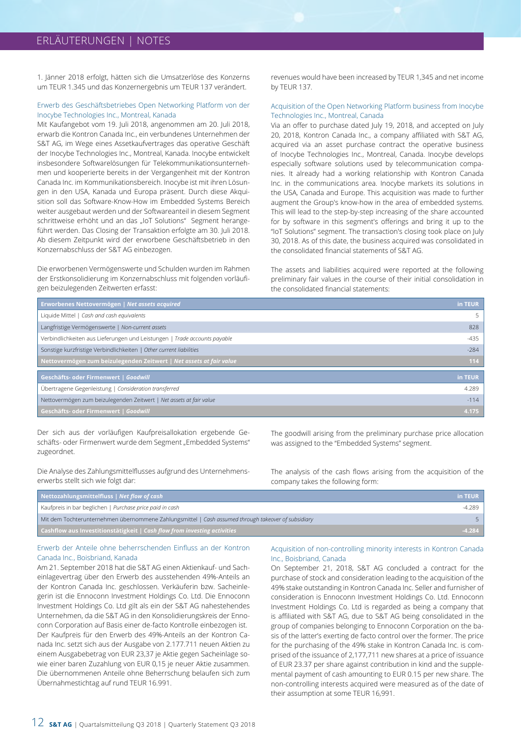1. Jänner 2018 erfolgt, hätten sich die Umsatzerlöse des Konzerns um TEUR 1.345 und das Konzernergebnis um TEUR 137 verändert.

revenues would have been increased by TEUR 1,345 and net income by TEUR 137.

### Erwerb des Geschäftsbetriebes Open Networking Platform von der Inocybe Technologies Inc., Montreal, Kanada

Mit Kaufangebot vom 19. Juli 2018, angenommen am 20. Juli 2018, erwarb die Kontron Canada Inc., ein verbundenes Unternehmen der S&T AG, im Wege eines Assetkaufvertrages das operative Geschäft der Inocybe Technologies Inc., Montreal, Kanada. Inocybe entwickelt insbesondere Softwarelösungen für Telekommunikationsunternehmen und kooperierte bereits in der Vergangenheit mit der Kontron Canada Inc. im Kommunikationsbereich. Inocybe ist mit ihren Lösungen in den USA, Kanada und Europa präsent. Durch diese Akquisition soll das Software-Know-How im Embedded Systems Bereich weiter ausgebaut werden und der Softwareanteil in diesem Segment schrittweise erhöht und an das „IoT Solutions" Segment herangeführt werden. Das Closing der Transaktion erfolgte am 30. Juli 2018. Ab diesem Zeitpunkt wird der erworbene Geschäftsbetrieb in den Konzernabschluss der S&T AG einbezogen.

Die erworbenen Vermögenswerte und Schulden wurden im Rahmen der Erstkonsolidierung im Konzernabschluss mit folgenden vorläufigen beizulegenden Zeitwerten erfasst:

### Acquisition of the Open Networking Platform business from Inocybe Technologies Inc., Montreal, Canada

Via an offer to purchase dated July 19, 2018, and accepted on July 20, 2018, Kontron Canada Inc., a company affiliated with S&T AG, acquired via an asset purchase contract the operative business of Inocybe Technologies Inc., Montreal, Canada. Inocybe develops especially software solutions used by telecommunication companies. It already had a working relationship with Kontron Canada Inc. in the communications area. Inocybe markets its solutions in the USA, Canada and Europe. This acquisition was made to further augment the Group's know-how in the area of embedded systems. This will lead to the step-by-step increasing of the share accounted for by software in this segment's offerings and bring it up to the "IoT Solutions" segment. The transaction's closing took place on July 30, 2018. As of this date, the business acquired was consolidated in the consolidated financial statements of S&T AG.

The assets and liabilities acquired were reported at the following preliminary fair values in the course of their initial consolidation in the consolidated financial statements:

| **Erworbenes Nettovermögen \| *Net assets acquired*** | **in TEUR** |
|---|---|
| Liquide Mittel \| *Cash and cash equivalents* | 5 |
| Langfristige Vermögenswerte \| *Non-current assets* | 828 |
| Verbindlichkeiten aus Lieferungen und Leistungen \| *Trade accounts payable* | -435 |
| Sonstige kurzfristige Verbindlichkeiten \| *Other current liabilities* | -284 |
| **Nettovermögen zum beizulegenden Zeitwert \| *Net assets at fair value*** | **114** |

| **Geschäfts- oder Firmenwert \| *Goodwill*** | **in TEUR** |
|---|---|
| Übertragene Gegenleistung \| *Consideration transferred* | 4.289 |
| Nettovermögen zum beizulegenden Zeitwert \| *Net assets at fair value* | -114 |
| **Geschäfts- oder Firmenwert \| *Goodwill*** | **4.175** |

Der sich aus der vorläufigen Kaufpreisallokation ergebende Geschäfts- oder Firmenwert wurde dem Segment „Embedded Systems" zugeordnet.

The goodwill arising from the preliminary purchase price allocation was assigned to the "Embedded Systems" segment.

Die Analyse des Zahlungsmittelflusses aufgrund des Unternehmenserwerbs stellt sich wie folgt dar:

The analysis of the cash flows arising from the acquisition of the company takes the following form:

| **Nettozahlungsmittelfluss \| *Net flow of cash*** | **in TEUR** |
|---|---|
| Kaufpreis in bar beglichen \| *Purchase price paid in cash* | -4.289 |
| Mit dem Tochterunternehmen übernommene Zahlungsmittel \| *Cash assumed through takeover of subsidiary* | 5 |
| **Cashflow aus Investitionstätigkeit \| *Cash flow from investing activities*** | **-4.284** |

### Erwerb der Anteile ohne beherrschenden Einfluss an der Kontron Canada Inc., Boisbriand, Kanada

Am 21. September 2018 hat die S&T AG einen Aktienkauf- und Sacheinlagevertrag über den Erwerb des ausstehenden 49%-Anteils an der Kontron Canada Inc. geschlossen. Verkäuferin bzw. Sacheinlegerin ist die Ennoconn Investment Holdings Co. Ltd. Die Ennoconn Investment Holdings Co. Ltd gilt als ein der S&T AG nahestehendes Unternehmen, da die S&T AG in den Konsolidierungskreis der Ennoconn Corporation auf Basis einer de-facto Kontrolle einbezogen ist. Der Kaufpreis für den Erwerb des 49%-Anteils an der Kontron Canada Inc. setzt sich aus der Ausgabe von 2.177.711 neuen Aktien zu einem Ausgabebetrag von EUR 23,37 je Aktie gegen Sacheinlage sowie einer baren Zuzahlung von EUR 0,15 je neuer Aktie zusammen. Die übernommenen Anteile ohne Beherrschung belaufen sich zum Übernahmestichtag auf rund TEUR 16.991.

### Acquisition of non-controlling minority interests in Kontron Canada Inc., Boisbriand, Canada

On September 21, 2018, S&T AG concluded a contract for the purchase of stock and consideration leading to the acquisition of the 49% stake outstanding in Kontron Canada Inc. Seller and furnisher of consideration is Ennoconn Investment Holdings Co. Ltd. Ennoconn Investment Holdings Co. Ltd is regarded as being a company that is affiliated with S&T AG, due to S&T AG being consolidated in the group of companies belonging to Ennoconn Corporation on the basis of the latter's exerting de facto control over the former. The price for the purchasing of the 49% stake in Kontron Canada Inc. is comprised of the issuance of 2,177,711 new shares at a price of issuance of EUR 23.37 per share against contribution in kind and the supplemental payment of cash amounting to EUR 0.15 per new share. The non-controlling interests acquired were measured as of the date of their assumption at some TEUR 16,991.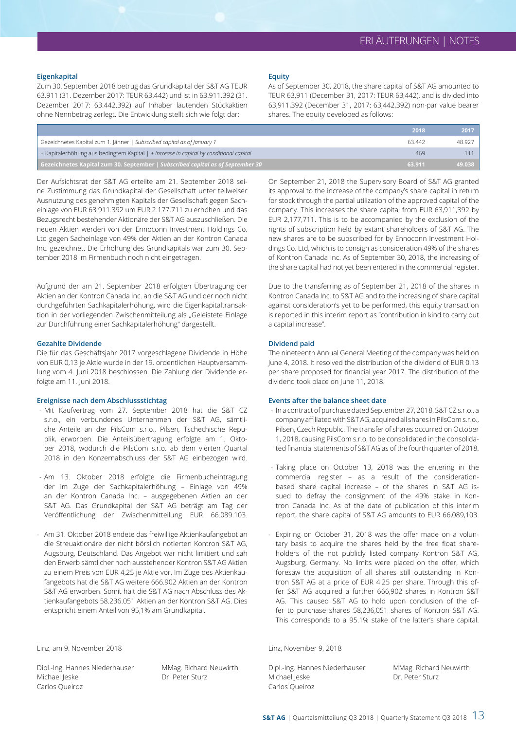## Eigenkapital

Zum 30. September 2018 betrug das Grundkapital der S&T AG TEUR 63.911 (31. Dezember 2017: TEUR 63.442) und ist in 63.911.392 (31. Dezember 2017: 63.442.392) auf Inhaber lautenden Stückaktien ohne Nennbetrag zerlegt. Die Entwicklung stellt sich wie folgt dar:

## Equity

As of September 30, 2018, the share capital of S&T AG amounted to TEUR 63,911 (December 31, 2017: TEUR 63,442), and is divided into 63,911,392 (December 31, 2017: 63,442,392) non-par value bearer shares. The equity developed as follows:

| | 2018 | 2017 |
|---|---|---|
| Gezeichnetes Kapital zum 1. Jänner \| *Subscribed capital as of January 1* | 63.442 | 48.927 |
| + Kapitalerhöhung aus bedingtem Kapital \| + *Increase in capital by conditional capital* | 469 | 111 |
| **Gezeichnetes Kapital zum 30. September \| *Subscribed capital as of September 30*** | **63.911** | **49.038** |

Der Aufsichtsrat der S&T AG erteilte am 21. September 2018 seine Zustimmung das Grundkapital der Gesellschaft unter teilweiser Ausnutzung des genehmigten Kapitals der Gesellschaft gegen Sacheinlage von EUR 63.911.392 um EUR 2.177.711 zu erhöhen und das Bezugsrecht bestehender Aktionäre der S&T AG auszuschließen. Die neuen Aktien werden von der Ennoconn Investment Holdings Co. Ltd gegen Sacheinlage von 49% der Aktien an der Kontron Canada Inc. gezeichnet. Die Erhöhung des Grundkapitals war zum 30. September 2018 im Firmenbuch noch nicht eingetragen.

Aufgrund der am 21. September 2018 erfolgten Übertragung der Aktien an der Kontron Canada Inc. an die S&T AG und der noch nicht durchgeführten Sachkapitalerhöhung, wird die Eigenkapitaltransaktion in der vorliegenden Zwischenmitteilung als „Geleistete Einlage zur Durchführung einer Sachkapitalerhöhung" dargestellt.

On September 21, 2018 the Supervisory Board of S&T AG granted its approval to the increase of the company's share capital in return for stock through the partial utilization of the approved capital of the company. This increases the share capital from EUR 63,911,392 by EUR 2,177,711. This is to be accompanied by the exclusion of the rights of subscription held by extant shareholders of S&T AG. The new shares are to be subscribed for by Ennoconn Investment Holdings Co. Ltd, which is to consign as consideration 49% of the shares of Kontron Canada Inc. As of September 30, 2018, the increasing of the share capital had not yet been entered in the commercial register.

Due to the transferring as of September 21, 2018 of the shares in Kontron Canada Inc. to S&T AG and to the increasing of share capital against consideration's yet to be performed, this equity transaction is reported in this interim report as "contribution in kind to carry out a capital increase".

## Gezahlte Dividende

Die für das Geschäftsjahr 2017 vorgeschlagene Dividende in Höhe von EUR 0,13 je Aktie wurde in der 19. ordentlichen Hauptversammlung vom 4. Juni 2018 beschlossen. Die Zahlung der Dividende erfolgte am 11. Juni 2018.

## Dividend paid

The nineteenth Annual General Meeting of the company was held on June 4, 2018. It resolved the distribution of the dividend of EUR 0.13 per share proposed for financial year 2017. The distribution of the dividend took place on June 11, 2018.

## Ereignisse nach dem Abschlussstichtag

- Mit Kaufvertrag vom 27. September 2018 hat die S&T CZ s.r.o., ein verbundenes Unternehmen der S&T AG, sämtliche Anteile an der PilsCom s.r.o., Pilsen, Tschechische Republik, erworben. Die Anteilsübertragung erfolgte am 1. Oktober 2018, wodurch die PilsCom s.r.o. ab dem vierten Quartal 2018 in den Konzernabschluss der S&T AG einbezogen wird.
- Am 13. Oktober 2018 erfolgte die Firmenbucheintragung der im Zuge der Sachkapitalerhöhung – Einlage von 49% an der Kontron Canada Inc. – ausgegebenen Aktien an der S&T AG. Das Grundkapital der S&T AG beträgt am Tag der Veröffentlichung der Zwischenmitteilung EUR 66.089.103.
- Am 31. Oktober 2018 endete das freiwillige Aktienkaufangebot an die Streuaktionäre der nicht börslich notierten Kontron S&T AG, Augsburg, Deutschland. Das Angebot war nicht limitiert und sah den Erwerb sämtlicher noch ausstehender Kontron S&T AG Aktien zu einem Preis von EUR 4,25 je Aktie vor. Im Zuge des Aktienkaufangebots hat die S&T AG weitere 666.902 Aktien an der Kontron S&T AG erworben. Somit hält die S&T AG nach Abschluss des Aktienkaufangebots 58.236.051 Aktien an der Kontron S&T AG. Dies entspricht einem Anteil von 95,1% am Grundkapital.

## Events after the balance sheet date

- In a contract of purchase dated September 27, 2018, S&T CZ s.r.o., a company affiliated with S&T AG, acquired all shares in PilsCom s.r.o., Pilsen, Czech Republic. The transfer of shares occurred on October 1, 2018, causing PilsCom s.r.o. to be consolidated in the consolidated financial statements of S&T AG as of the fourth quarter of 2018.
- Taking place on October 13, 2018 was the entering in the commercial register – as a result of the consideration-based share capital increase – of the shares in S&T AG issued to defray the consignment of the 49% stake in Kontron Canada Inc. As of the date of publication of this interim report, the share capital of S&T AG amounts to EUR 66,089,103.
- Expiring on October 31, 2018 was the offer made on a voluntary basis to acquire the shares held by the free float shareholders of the not publicly listed company Kontron S&T AG, Augsburg, Germany. No limits were placed on the offer, which foresaw the acquisition of all shares still outstanding in Kontron S&T AG at a price of EUR 4.25 per share. Through this offer S&T AG acquired a further 666,902 shares in Kontron S&T AG. This caused S&T AG to hold upon conclusion of the offer to purchase shares 58,236,051 shares of Kontron S&T AG. This corresponds to a 95.1% stake of the latter's share capital.

Linz, am 9. November 2018

Dipl.-Ing. Hannes Niederhauser
Michael Jeske
Carlos Queiroz

MMag. Richard Neuwirth
Dr. Peter Sturz

Linz, November 9, 2018

Dipl.-Ing. Hannes Niederhauser
Michael Jeske
Carlos Queiroz

MMag. Richard Neuwirth
Dr. Peter Sturz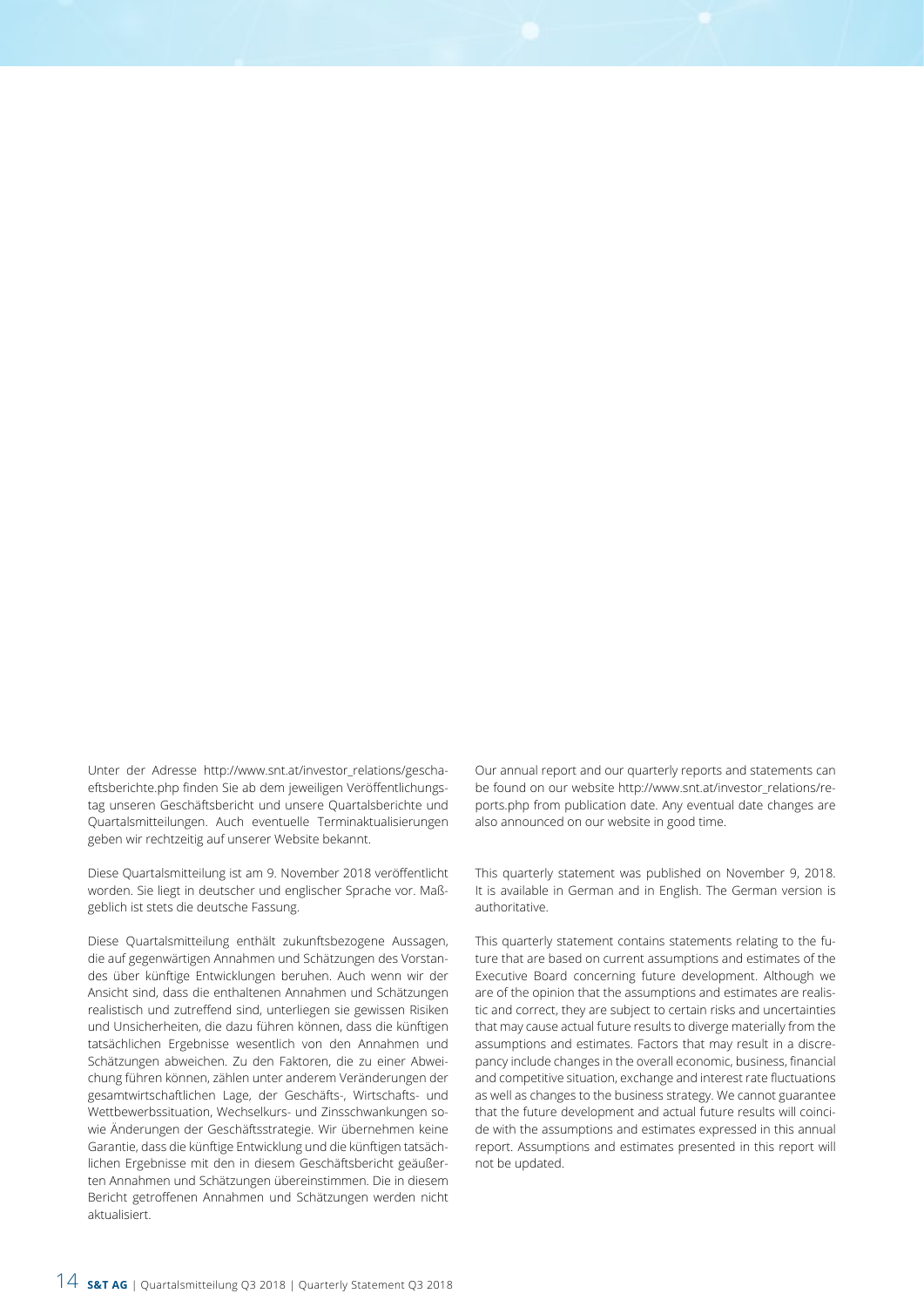Unter der Adresse http://www.snt.at/investor_relations/geschaeftsberichte.php finden Sie ab dem jeweiligen Veröffentlichungstag unseren Geschäftsbericht und unsere Quartalsberichte und Quartalsmitteilungen. Auch eventuelle Terminaktualisierungen geben wir rechtzeitig auf unserer Website bekannt.

Diese Quartalsmitteilung ist am 9. November 2018 veröffentlicht worden. Sie liegt in deutscher und englischer Sprache vor. Maßgeblich ist stets die deutsche Fassung.

Diese Quartalsmitteilung enthält zukunftsbezogene Aussagen, die auf gegenwärtigen Annahmen und Schätzungen des Vorstandes über künftige Entwicklungen beruhen. Auch wenn wir der Ansicht sind, dass die enthaltenen Annahmen und Schätzungen realistisch und zutreffend sind, unterliegen sie gewissen Risiken und Unsicherheiten, die dazu führen können, dass die künftigen tatsächlichen Ergebnisse wesentlich von den Annahmen und Schätzungen abweichen. Zu den Faktoren, die zu einer Abweichung führen können, zählen unter anderem Veränderungen der gesamtwirtschaftlichen Lage, der Geschäfts-, Wirtschafts- und Wettbewerbssituation, Wechselkurs- und Zinsschwankungen sowie Änderungen der Geschäftsstrategie. Wir übernehmen keine Garantie, dass die künftige Entwicklung und die künftigen tatsächlichen Ergebnisse mit den in diesem Geschäftsbericht geäußerten Annahmen und Schätzungen übereinstimmen. Die in diesem Bericht getroffenen Annahmen und Schätzungen werden nicht aktualisiert.

Our annual report and our quarterly reports and statements can be found on our website http://www.snt.at/investor_relations/reports.php from publication date. Any eventual date changes are also announced on our website in good time.

This quarterly statement was published on November 9, 2018. It is available in German and in English. The German version is authoritative.

This quarterly statement contains statements relating to the future that are based on current assumptions and estimates of the Executive Board concerning future development. Although we are of the opinion that the assumptions and estimates are realistic and correct, they are subject to certain risks and uncertainties that may cause actual future results to diverge materially from the assumptions and estimates. Factors that may result in a discrepancy include changes in the overall economic, business, financial and competitive situation, exchange and interest rate fluctuations as well as changes to the business strategy. We cannot guarantee that the future development and actual future results will coincide with the assumptions and estimates expressed in this annual report. Assumptions and estimates presented in this report will not be updated.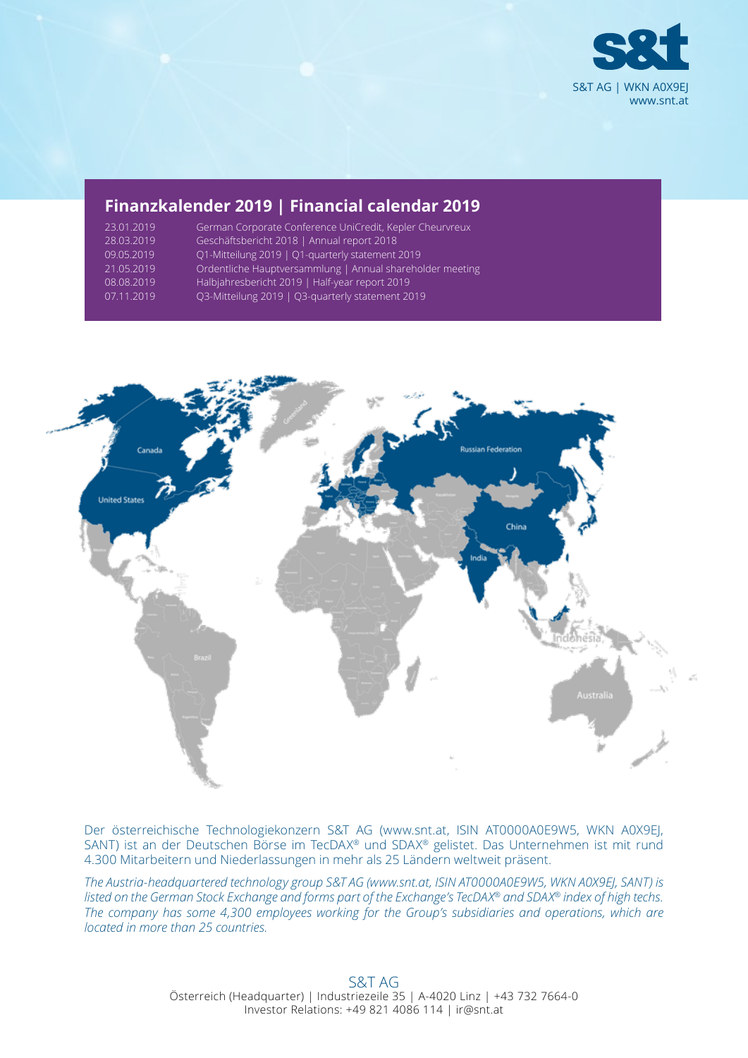s&t

S&T AG | WKN A0X9EJ
www.snt.at

## Finanzkalender 2019 | Financial calendar 2019

| | |
|---|---|
| 23.01.2019 | German Corporate Conference UniCredit, Kepler Cheurvreux |
| 28.03.2019 | Geschäftsbericht 2018 \| Annual report 2018 |
| 09.05.2019 | Q1-Mitteilung 2019 \| Q1-quarterly statement 2019 |
| 21.05.2019 | Ordentliche Hauptversammlung \| Annual shareholder meeting |
| 08.08.2019 | Halbjahresbericht 2019 \| Half-year report 2019 |
| 07.11.2019 | Q3-Mitteilung 2019 \| Q3-quarterly statement 2019 |

Canada
United States
Russian Federation
China
India
Indonesia
Brazil
Australia
Greenland

Der österreichische Technologiekonzern S&T AG (www.snt.at, ISIN AT0000A0E9W5, WKN A0X9EJ, SANT) ist an der Deutschen Börse im TecDAX® und SDAX® gelistet. Das Unternehmen ist mit rund 4.300 Mitarbeitern und Niederlassungen in mehr als 25 Ländern weltweit präsent.

*The Austria-headquartered technology group S&T AG (www.snt.at, ISIN AT0000A0E9W5, WKN A0X9EJ, SANT) is listed on the German Stock Exchange and forms part of the Exchange's TecDAX® and SDAX® index of high techs. The company has some 4,300 employees working for the Group's subsidiaries and operations, which are located in more than 25 countries.*

S&T AG
Österreich (Headquarter) | Industriezeile 35 | A-4020 Linz | +43 732 7664-0
Investor Relations: +49 821 4086 114 | ir@snt.at